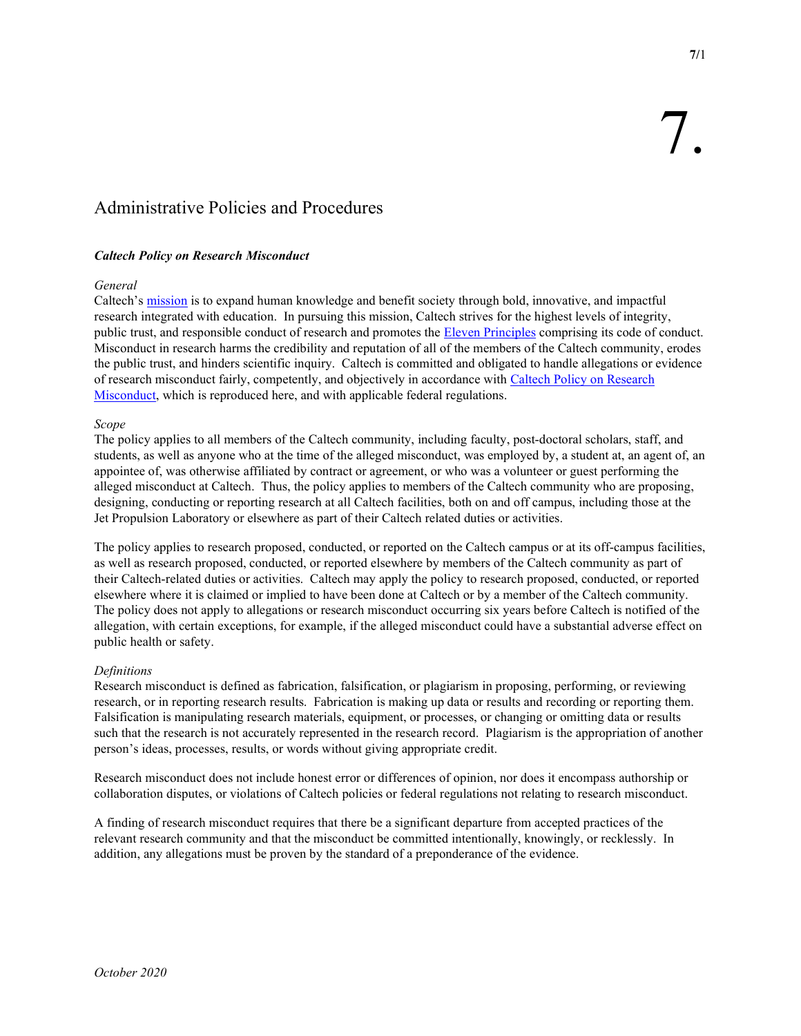# 7.

## Administrative Policies and Procedures

### *Caltech Policy on Research Misconduct*

*General*

Caltech's mission is to expand human knowledge and benefit society through bold, innovative, and impactful research integrated with education. In pursuing this mission, Caltech strives for the highest levels of integrity, public trust, and responsible conduct of research and promotes the Eleven Principles comprising its code of conduct. Misconduct in research harms the credibility and reputation of all of the members of the Caltech community, erodes the public trust, and hinders scientific inquiry. Caltech is committed and obligated to handle allegations or evidence of research misconduct fairly, competently, and objectively in accordance with Caltech Policy on Research Misconduct, which is reproduced here, and with applicable federal regulations.

*Scope*

The policy applies to all members of the Caltech community, including faculty, post-doctoral scholars, staff, and students, as well as anyone who at the time of the alleged misconduct, was employed by, a student at, an agent of, an appointee of, was otherwise affiliated by contract or agreement, or who was a volunteer or guest performing the alleged misconduct at Caltech. Thus, the policy applies to members of the Caltech community who are proposing, designing, conducting or reporting research at all Caltech facilities, both on and off campus, including those at the Jet Propulsion Laboratory or elsewhere as part of their Caltech related duties or activities.

The policy applies to research proposed, conducted, or reported on the Caltech campus or at its off-campus facilities, as well as research proposed, conducted, or reported elsewhere by members of the Caltech community as part of their Caltech-related duties or activities. Caltech may apply the policy to research proposed, conducted, or reported elsewhere where it is claimed or implied to have been done at Caltech or by a member of the Caltech community. The policy does not apply to allegations or research misconduct occurring six years before Caltech is notified of the allegation, with certain exceptions, for example, if the alleged misconduct could have a substantial adverse effect on public health or safety.

*Definitions*

Research misconduct is defined as fabrication, falsification, or plagiarism in proposing, performing, or reviewing research, or in reporting research results. Fabrication is making up data or results and recording or reporting them. Falsification is manipulating research materials, equipment, or processes, or changing or omitting data or results such that the research is not accurately represented in the research record. Plagiarism is the appropriation of another person's ideas, processes, results, or words without giving appropriate credit.

Research misconduct does not include honest error or differences of opinion, nor does it encompass authorship or collaboration disputes, or violations of Caltech policies or federal regulations not relating to research misconduct.

A finding of research misconduct requires that there be a significant departure from accepted practices of the relevant research community and that the misconduct be committed intentionally, knowingly, or recklessly. In addition, any allegations must be proven by the standard of a preponderance of the evidence.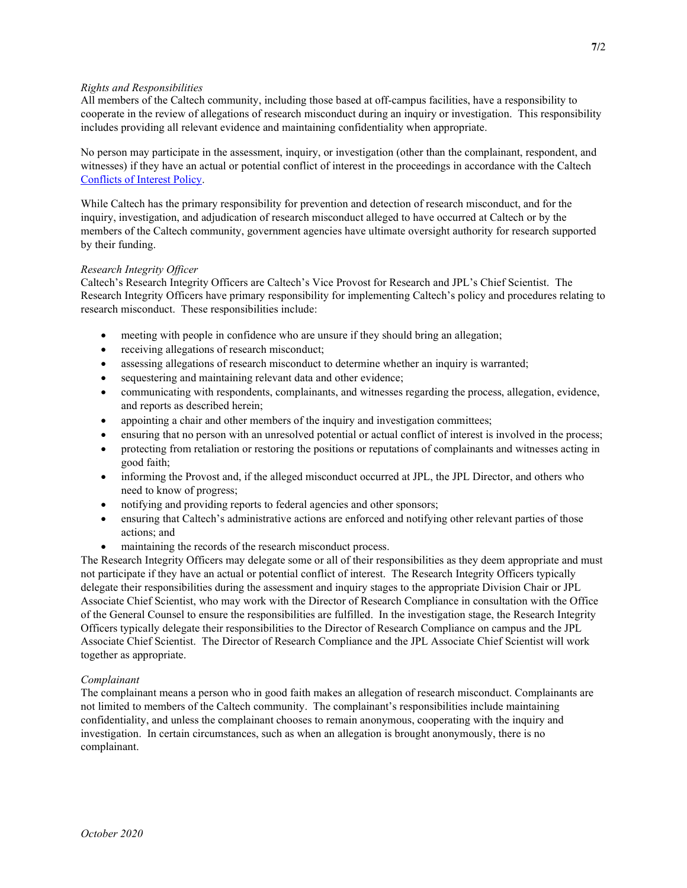*Rights and Responsibilities*
All members of the Caltech community, including those based at off-campus facilities, have a responsibility to cooperate in the review of allegations of research misconduct during an inquiry or investigation. This responsibility includes providing all relevant evidence and maintaining confidentiality when appropriate.

No person may participate in the assessment, inquiry, or investigation (other than the complainant, respondent, and witnesses) if they have an actual or potential conflict of interest in the proceedings in accordance with the Caltech [Conflicts of Interest Policy](#).

While Caltech has the primary responsibility for prevention and detection of research misconduct, and for the inquiry, investigation, and adjudication of research misconduct alleged to have occurred at Caltech or by the members of the Caltech community, government agencies have ultimate oversight authority for research supported by their funding.

*Research Integrity Officer*
Caltech's Research Integrity Officers are Caltech's Vice Provost for Research and JPL's Chief Scientist. The Research Integrity Officers have primary responsibility for implementing Caltech's policy and procedures relating to research misconduct. These responsibilities include:

- meeting with people in confidence who are unsure if they should bring an allegation;
- receiving allegations of research misconduct;
- assessing allegations of research misconduct to determine whether an inquiry is warranted;
- sequestering and maintaining relevant data and other evidence;
- communicating with respondents, complainants, and witnesses regarding the process, allegation, evidence, and reports as described herein;
- appointing a chair and other members of the inquiry and investigation committees;
- ensuring that no person with an unresolved potential or actual conflict of interest is involved in the process;
- protecting from retaliation or restoring the positions or reputations of complainants and witnesses acting in good faith;
- informing the Provost and, if the alleged misconduct occurred at JPL, the JPL Director, and others who need to know of progress;
- notifying and providing reports to federal agencies and other sponsors;
- ensuring that Caltech's administrative actions are enforced and notifying other relevant parties of those actions; and
- maintaining the records of the research misconduct process.

The Research Integrity Officers may delegate some or all of their responsibilities as they deem appropriate and must not participate if they have an actual or potential conflict of interest. The Research Integrity Officers typically delegate their responsibilities during the assessment and inquiry stages to the appropriate Division Chair or JPL Associate Chief Scientist, who may work with the Director of Research Compliance in consultation with the Office of the General Counsel to ensure the responsibilities are fulfilled. In the investigation stage, the Research Integrity Officers typically delegate their responsibilities to the Director of Research Compliance on campus and the JPL Associate Chief Scientist. The Director of Research Compliance and the JPL Associate Chief Scientist will work together as appropriate.

*Complainant*
The complainant means a person who in good faith makes an allegation of research misconduct. Complainants are not limited to members of the Caltech community. The complainant's responsibilities include maintaining confidentiality, and unless the complainant chooses to remain anonymous, cooperating with the inquiry and investigation. In certain circumstances, such as when an allegation is brought anonymously, there is no complainant.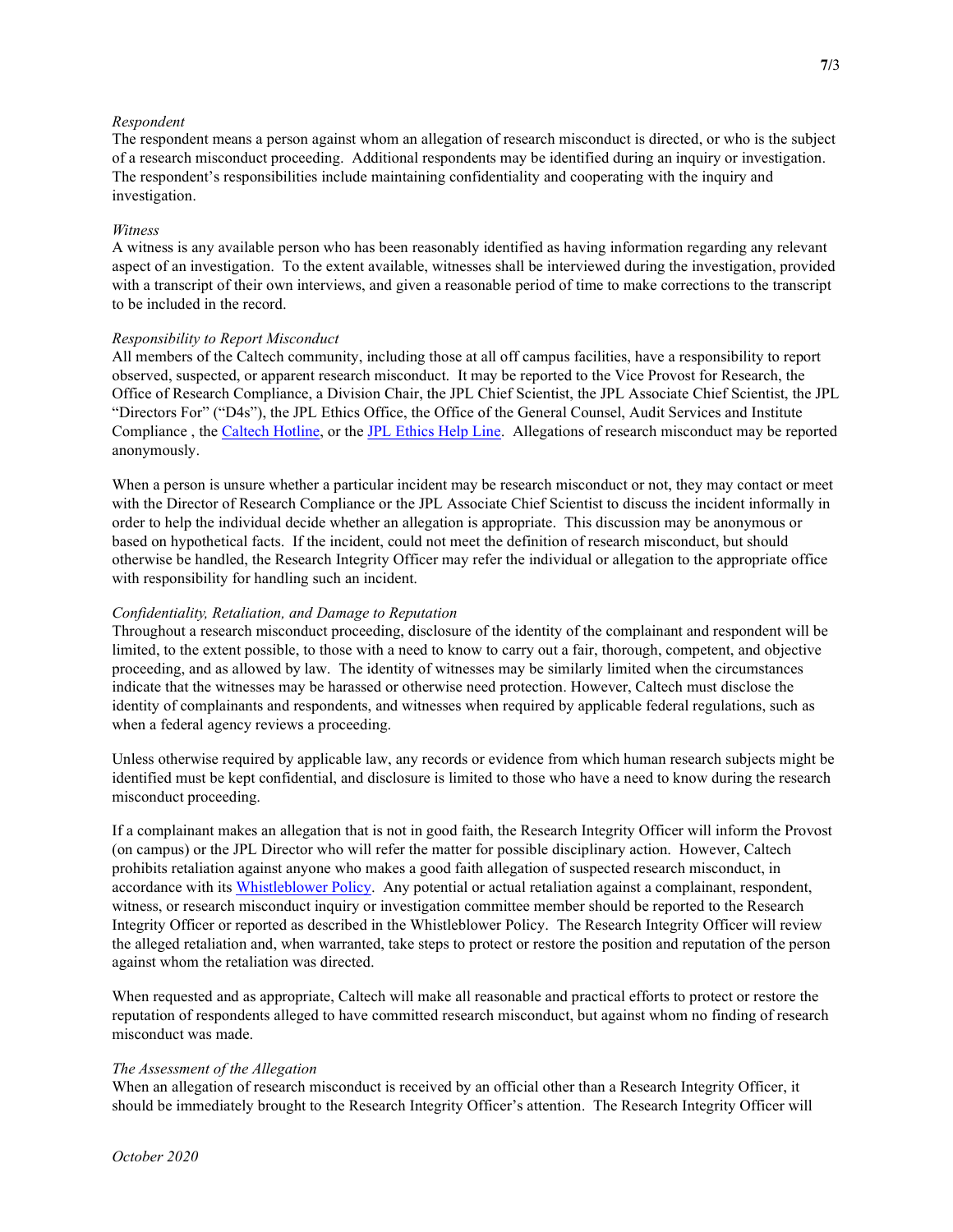*Respondent*
The respondent means a person against whom an allegation of research misconduct is directed, or who is the subject of a research misconduct proceeding. Additional respondents may be identified during an inquiry or investigation. The respondent's responsibilities include maintaining confidentiality and cooperating with the inquiry and investigation.

*Witness*
A witness is any available person who has been reasonably identified as having information regarding any relevant aspect of an investigation. To the extent available, witnesses shall be interviewed during the investigation, provided with a transcript of their own interviews, and given a reasonable period of time to make corrections to the transcript to be included in the record.

*Responsibility to Report Misconduct*
All members of the Caltech community, including those at all off campus facilities, have a responsibility to report observed, suspected, or apparent research misconduct. It may be reported to the Vice Provost for Research, the Office of Research Compliance, a Division Chair, the JPL Chief Scientist, the JPL Associate Chief Scientist, the JPL "Directors For" ("D4s"), the JPL Ethics Office, the Office of the General Counsel, Audit Services and Institute Compliance , the Caltech Hotline, or the JPL Ethics Help Line. Allegations of research misconduct may be reported anonymously.

When a person is unsure whether a particular incident may be research misconduct or not, they may contact or meet with the Director of Research Compliance or the JPL Associate Chief Scientist to discuss the incident informally in order to help the individual decide whether an allegation is appropriate. This discussion may be anonymous or based on hypothetical facts. If the incident, could not meet the definition of research misconduct, but should otherwise be handled, the Research Integrity Officer may refer the individual or allegation to the appropriate office with responsibility for handling such an incident.

*Confidentiality, Retaliation, and Damage to Reputation*
Throughout a research misconduct proceeding, disclosure of the identity of the complainant and respondent will be limited, to the extent possible, to those with a need to know to carry out a fair, thorough, competent, and objective proceeding, and as allowed by law. The identity of witnesses may be similarly limited when the circumstances indicate that the witnesses may be harassed or otherwise need protection. However, Caltech must disclose the identity of complainants and respondents, and witnesses when required by applicable federal regulations, such as when a federal agency reviews a proceeding.

Unless otherwise required by applicable law, any records or evidence from which human research subjects might be identified must be kept confidential, and disclosure is limited to those who have a need to know during the research misconduct proceeding.

If a complainant makes an allegation that is not in good faith, the Research Integrity Officer will inform the Provost (on campus) or the JPL Director who will refer the matter for possible disciplinary action. However, Caltech prohibits retaliation against anyone who makes a good faith allegation of suspected research misconduct, in accordance with its Whistleblower Policy. Any potential or actual retaliation against a complainant, respondent, witness, or research misconduct inquiry or investigation committee member should be reported to the Research Integrity Officer or reported as described in the Whistleblower Policy. The Research Integrity Officer will review the alleged retaliation and, when warranted, take steps to protect or restore the position and reputation of the person against whom the retaliation was directed.

When requested and as appropriate, Caltech will make all reasonable and practical efforts to protect or restore the reputation of respondents alleged to have committed research misconduct, but against whom no finding of research misconduct was made.

*The Assessment of the Allegation*
When an allegation of research misconduct is received by an official other than a Research Integrity Officer, it should be immediately brought to the Research Integrity Officer's attention. The Research Integrity Officer will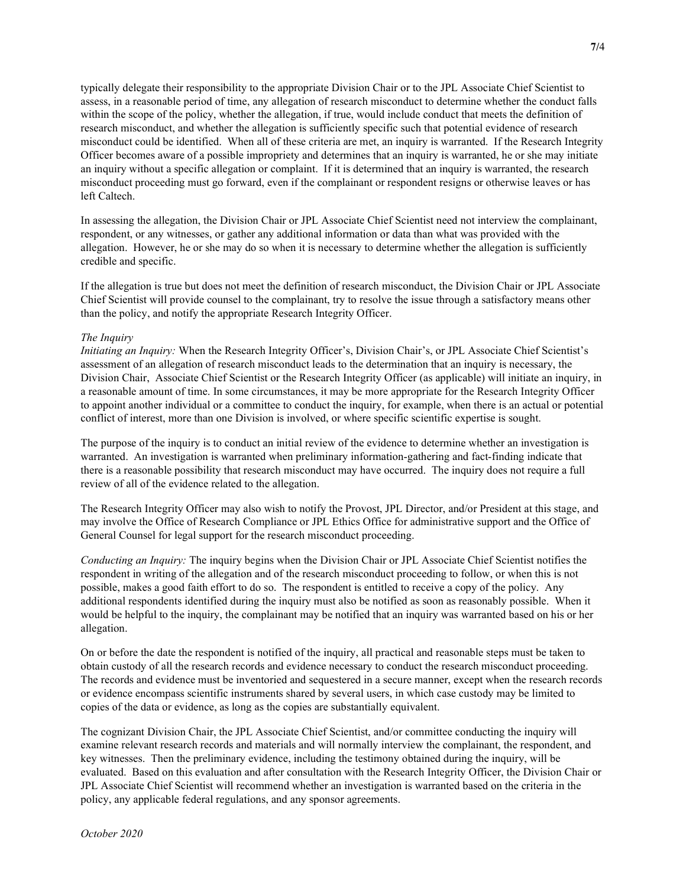typically delegate their responsibility to the appropriate Division Chair or to the JPL Associate Chief Scientist to assess, in a reasonable period of time, any allegation of research misconduct to determine whether the conduct falls within the scope of the policy, whether the allegation, if true, would include conduct that meets the definition of research misconduct, and whether the allegation is sufficiently specific such that potential evidence of research misconduct could be identified. When all of these criteria are met, an inquiry is warranted. If the Research Integrity Officer becomes aware of a possible impropriety and determines that an inquiry is warranted, he or she may initiate an inquiry without a specific allegation or complaint. If it is determined that an inquiry is warranted, the research misconduct proceeding must go forward, even if the complainant or respondent resigns or otherwise leaves or has left Caltech.

In assessing the allegation, the Division Chair or JPL Associate Chief Scientist need not interview the complainant, respondent, or any witnesses, or gather any additional information or data than what was provided with the allegation. However, he or she may do so when it is necessary to determine whether the allegation is sufficiently credible and specific.

If the allegation is true but does not meet the definition of research misconduct, the Division Chair or JPL Associate Chief Scientist will provide counsel to the complainant, try to resolve the issue through a satisfactory means other than the policy, and notify the appropriate Research Integrity Officer.

*The Inquiry*

*Initiating an Inquiry:* When the Research Integrity Officer's, Division Chair's, or JPL Associate Chief Scientist's assessment of an allegation of research misconduct leads to the determination that an inquiry is necessary, the Division Chair, Associate Chief Scientist or the Research Integrity Officer (as applicable) will initiate an inquiry, in a reasonable amount of time. In some circumstances, it may be more appropriate for the Research Integrity Officer to appoint another individual or a committee to conduct the inquiry, for example, when there is an actual or potential conflict of interest, more than one Division is involved, or where specific scientific expertise is sought.

The purpose of the inquiry is to conduct an initial review of the evidence to determine whether an investigation is warranted. An investigation is warranted when preliminary information-gathering and fact-finding indicate that there is a reasonable possibility that research misconduct may have occurred. The inquiry does not require a full review of all of the evidence related to the allegation.

The Research Integrity Officer may also wish to notify the Provost, JPL Director, and/or President at this stage, and may involve the Office of Research Compliance or JPL Ethics Office for administrative support and the Office of General Counsel for legal support for the research misconduct proceeding.

*Conducting an Inquiry:* The inquiry begins when the Division Chair or JPL Associate Chief Scientist notifies the respondent in writing of the allegation and of the research misconduct proceeding to follow, or when this is not possible, makes a good faith effort to do so. The respondent is entitled to receive a copy of the policy. Any additional respondents identified during the inquiry must also be notified as soon as reasonably possible. When it would be helpful to the inquiry, the complainant may be notified that an inquiry was warranted based on his or her allegation.

On or before the date the respondent is notified of the inquiry, all practical and reasonable steps must be taken to obtain custody of all the research records and evidence necessary to conduct the research misconduct proceeding. The records and evidence must be inventoried and sequestered in a secure manner, except when the research records or evidence encompass scientific instruments shared by several users, in which case custody may be limited to copies of the data or evidence, as long as the copies are substantially equivalent.

The cognizant Division Chair, the JPL Associate Chief Scientist, and/or committee conducting the inquiry will examine relevant research records and materials and will normally interview the complainant, the respondent, and key witnesses. Then the preliminary evidence, including the testimony obtained during the inquiry, will be evaluated. Based on this evaluation and after consultation with the Research Integrity Officer, the Division Chair or JPL Associate Chief Scientist will recommend whether an investigation is warranted based on the criteria in the policy, any applicable federal regulations, and any sponsor agreements.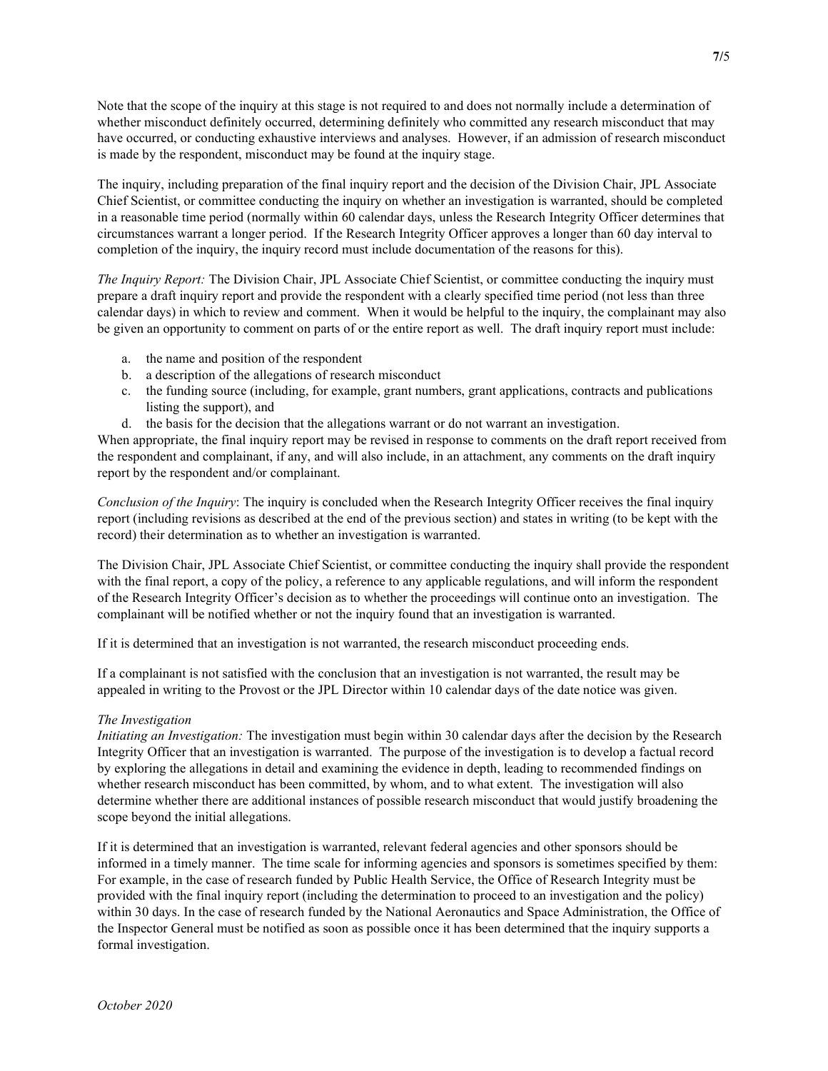Note that the scope of the inquiry at this stage is not required to and does not normally include a determination of whether misconduct definitely occurred, determining definitely who committed any research misconduct that may have occurred, or conducting exhaustive interviews and analyses. However, if an admission of research misconduct is made by the respondent, misconduct may be found at the inquiry stage.

The inquiry, including preparation of the final inquiry report and the decision of the Division Chair, JPL Associate Chief Scientist, or committee conducting the inquiry on whether an investigation is warranted, should be completed in a reasonable time period (normally within 60 calendar days, unless the Research Integrity Officer determines that circumstances warrant a longer period. If the Research Integrity Officer approves a longer than 60 day interval to completion of the inquiry, the inquiry record must include documentation of the reasons for this).

*The Inquiry Report:* The Division Chair, JPL Associate Chief Scientist, or committee conducting the inquiry must prepare a draft inquiry report and provide the respondent with a clearly specified time period (not less than three calendar days) in which to review and comment. When it would be helpful to the inquiry, the complainant may also be given an opportunity to comment on parts of or the entire report as well. The draft inquiry report must include:

a. the name and position of the respondent
b. a description of the allegations of research misconduct
c. the funding source (including, for example, grant numbers, grant applications, contracts and publications listing the support), and
d. the basis for the decision that the allegations warrant or do not warrant an investigation.

When appropriate, the final inquiry report may be revised in response to comments on the draft report received from the respondent and complainant, if any, and will also include, in an attachment, any comments on the draft inquiry report by the respondent and/or complainant.

*Conclusion of the Inquiry*: The inquiry is concluded when the Research Integrity Officer receives the final inquiry report (including revisions as described at the end of the previous section) and states in writing (to be kept with the record) their determination as to whether an investigation is warranted.

The Division Chair, JPL Associate Chief Scientist, or committee conducting the inquiry shall provide the respondent with the final report, a copy of the policy, a reference to any applicable regulations, and will inform the respondent of the Research Integrity Officer's decision as to whether the proceedings will continue onto an investigation. The complainant will be notified whether or not the inquiry found that an investigation is warranted.

If it is determined that an investigation is not warranted, the research misconduct proceeding ends.

If a complainant is not satisfied with the conclusion that an investigation is not warranted, the result may be appealed in writing to the Provost or the JPL Director within 10 calendar days of the date notice was given.

*The Investigation*

*Initiating an Investigation:* The investigation must begin within 30 calendar days after the decision by the Research Integrity Officer that an investigation is warranted. The purpose of the investigation is to develop a factual record by exploring the allegations in detail and examining the evidence in depth, leading to recommended findings on whether research misconduct has been committed, by whom, and to what extent. The investigation will also determine whether there are additional instances of possible research misconduct that would justify broadening the scope beyond the initial allegations.

If it is determined that an investigation is warranted, relevant federal agencies and other sponsors should be informed in a timely manner. The time scale for informing agencies and sponsors is sometimes specified by them: For example, in the case of research funded by Public Health Service, the Office of Research Integrity must be provided with the final inquiry report (including the determination to proceed to an investigation and the policy) within 30 days. In the case of research funded by the National Aeronautics and Space Administration, the Office of the Inspector General must be notified as soon as possible once it has been determined that the inquiry supports a formal investigation.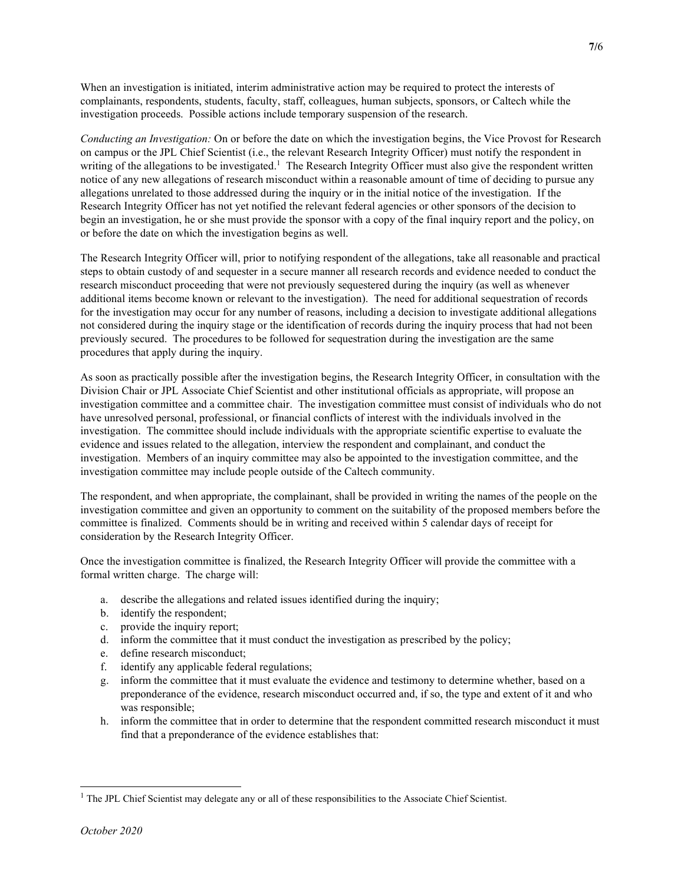When an investigation is initiated, interim administrative action may be required to protect the interests of complainants, respondents, students, faculty, staff, colleagues, human subjects, sponsors, or Caltech while the investigation proceeds. Possible actions include temporary suspension of the research.

*Conducting an Investigation:* On or before the date on which the investigation begins, the Vice Provost for Research on campus or the JPL Chief Scientist (i.e., the relevant Research Integrity Officer) must notify the respondent in writing of the allegations to be investigated.[1] The Research Integrity Officer must also give the respondent written notice of any new allegations of research misconduct within a reasonable amount of time of deciding to pursue any allegations unrelated to those addressed during the inquiry or in the initial notice of the investigation. If the Research Integrity Officer has not yet notified the relevant federal agencies or other sponsors of the decision to begin an investigation, he or she must provide the sponsor with a copy of the final inquiry report and the policy, on or before the date on which the investigation begins as well.

The Research Integrity Officer will, prior to notifying respondent of the allegations, take all reasonable and practical steps to obtain custody of and sequester in a secure manner all research records and evidence needed to conduct the research misconduct proceeding that were not previously sequestered during the inquiry (as well as whenever additional items become known or relevant to the investigation). The need for additional sequestration of records for the investigation may occur for any number of reasons, including a decision to investigate additional allegations not considered during the inquiry stage or the identification of records during the inquiry process that had not been previously secured. The procedures to be followed for sequestration during the investigation are the same procedures that apply during the inquiry.

As soon as practically possible after the investigation begins, the Research Integrity Officer, in consultation with the Division Chair or JPL Associate Chief Scientist and other institutional officials as appropriate, will propose an investigation committee and a committee chair. The investigation committee must consist of individuals who do not have unresolved personal, professional, or financial conflicts of interest with the individuals involved in the investigation. The committee should include individuals with the appropriate scientific expertise to evaluate the evidence and issues related to the allegation, interview the respondent and complainant, and conduct the investigation. Members of an inquiry committee may also be appointed to the investigation committee, and the investigation committee may include people outside of the Caltech community.

The respondent, and when appropriate, the complainant, shall be provided in writing the names of the people on the investigation committee and given an opportunity to comment on the suitability of the proposed members before the committee is finalized. Comments should be in writing and received within 5 calendar days of receipt for consideration by the Research Integrity Officer.

Once the investigation committee is finalized, the Research Integrity Officer will provide the committee with a formal written charge. The charge will:

a. describe the allegations and related issues identified during the inquiry;
b. identify the respondent;
c. provide the inquiry report;
d. inform the committee that it must conduct the investigation as prescribed by the policy;
e. define research misconduct;
f. identify any applicable federal regulations;
g. inform the committee that it must evaluate the evidence and testimony to determine whether, based on a preponderance of the evidence, research misconduct occurred and, if so, the type and extent of it and who was responsible;
h. inform the committee that in order to determine that the respondent committed research misconduct it must find that a preponderance of the evidence establishes that:

[1] The JPL Chief Scientist may delegate any or all of these responsibilities to the Associate Chief Scientist.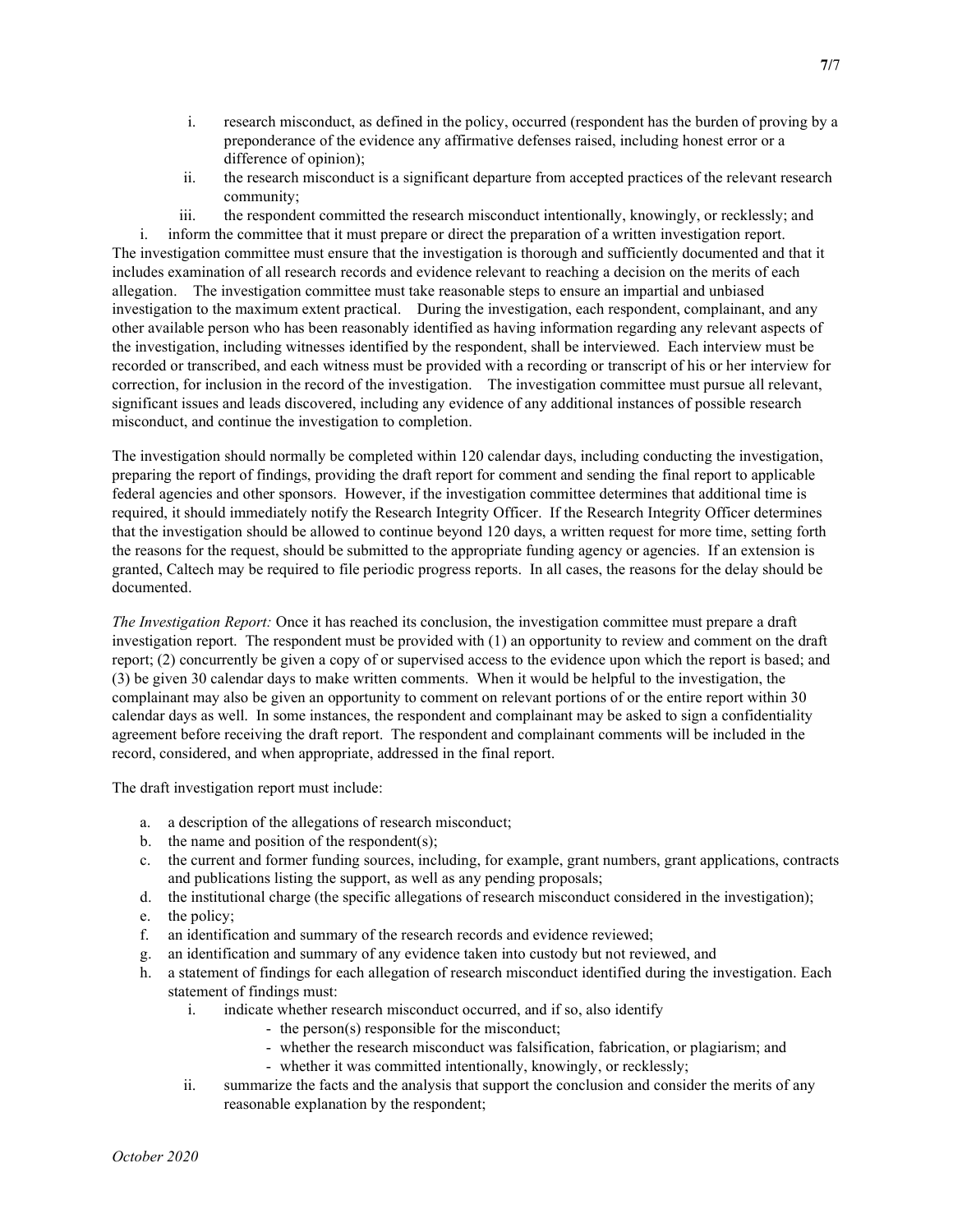i. research misconduct, as defined in the policy, occurred (respondent has the burden of proving by a preponderance of the evidence any affirmative defenses raised, including honest error or a difference of opinion);
ii. the research misconduct is a significant departure from accepted practices of the relevant research community;
iii. the respondent committed the research misconduct intentionally, knowingly, or recklessly; and

i. inform the committee that it must prepare or direct the preparation of a written investigation report.

The investigation committee must ensure that the investigation is thorough and sufficiently documented and that it includes examination of all research records and evidence relevant to reaching a decision on the merits of each allegation. The investigation committee must take reasonable steps to ensure an impartial and unbiased investigation to the maximum extent practical. During the investigation, each respondent, complainant, and any other available person who has been reasonably identified as having information regarding any relevant aspects of the investigation, including witnesses identified by the respondent, shall be interviewed. Each interview must be recorded or transcribed, and each witness must be provided with a recording or transcript of his or her interview for correction, for inclusion in the record of the investigation. The investigation committee must pursue all relevant, significant issues and leads discovered, including any evidence of any additional instances of possible research misconduct, and continue the investigation to completion.

The investigation should normally be completed within 120 calendar days, including conducting the investigation, preparing the report of findings, providing the draft report for comment and sending the final report to applicable federal agencies and other sponsors. However, if the investigation committee determines that additional time is required, it should immediately notify the Research Integrity Officer. If the Research Integrity Officer determines that the investigation should be allowed to continue beyond 120 days, a written request for more time, setting forth the reasons for the request, should be submitted to the appropriate funding agency or agencies. If an extension is granted, Caltech may be required to file periodic progress reports. In all cases, the reasons for the delay should be documented.

*The Investigation Report:* Once it has reached its conclusion, the investigation committee must prepare a draft investigation report. The respondent must be provided with (1) an opportunity to review and comment on the draft report; (2) concurrently be given a copy of or supervised access to the evidence upon which the report is based; and (3) be given 30 calendar days to make written comments. When it would be helpful to the investigation, the complainant may also be given an opportunity to comment on relevant portions of or the entire report within 30 calendar days as well. In some instances, the respondent and complainant may be asked to sign a confidentiality agreement before receiving the draft report. The respondent and complainant comments will be included in the record, considered, and when appropriate, addressed in the final report.

The draft investigation report must include:

a. a description of the allegations of research misconduct;
b. the name and position of the respondent(s);
c. the current and former funding sources, including, for example, grant numbers, grant applications, contracts and publications listing the support, as well as any pending proposals;
d. the institutional charge (the specific allegations of research misconduct considered in the investigation);
e. the policy;
f. an identification and summary of the research records and evidence reviewed;
g. an identification and summary of any evidence taken into custody but not reviewed, and
h. a statement of findings for each allegation of research misconduct identified during the investigation. Each statement of findings must:
   i. indicate whether research misconduct occurred, and if so, also identify
      - the person(s) responsible for the misconduct;
      - whether the research misconduct was falsification, fabrication, or plagiarism; and
      - whether it was committed intentionally, knowingly, or recklessly;
   ii. summarize the facts and the analysis that support the conclusion and consider the merits of any reasonable explanation by the respondent;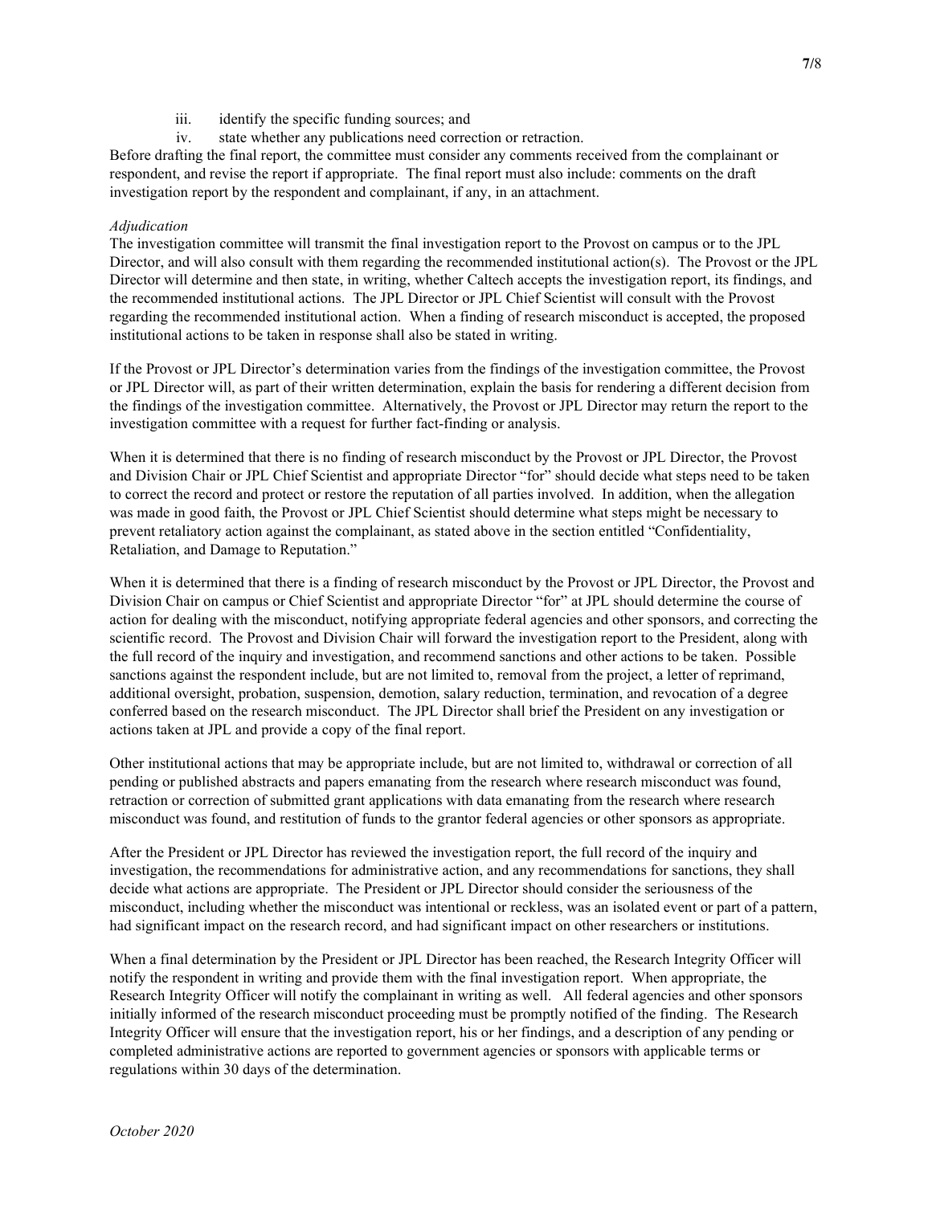iii. identify the specific funding sources; and

iv. state whether any publications need correction or retraction.

Before drafting the final report, the committee must consider any comments received from the complainant or respondent, and revise the report if appropriate. The final report must also include: comments on the draft investigation report by the respondent and complainant, if any, in an attachment.

*Adjudication*

The investigation committee will transmit the final investigation report to the Provost on campus or to the JPL Director, and will also consult with them regarding the recommended institutional action(s). The Provost or the JPL Director will determine and then state, in writing, whether Caltech accepts the investigation report, its findings, and the recommended institutional actions. The JPL Director or JPL Chief Scientist will consult with the Provost regarding the recommended institutional action. When a finding of research misconduct is accepted, the proposed institutional actions to be taken in response shall also be stated in writing.

If the Provost or JPL Director's determination varies from the findings of the investigation committee, the Provost or JPL Director will, as part of their written determination, explain the basis for rendering a different decision from the findings of the investigation committee. Alternatively, the Provost or JPL Director may return the report to the investigation committee with a request for further fact-finding or analysis.

When it is determined that there is no finding of research misconduct by the Provost or JPL Director, the Provost and Division Chair or JPL Chief Scientist and appropriate Director "for" should decide what steps need to be taken to correct the record and protect or restore the reputation of all parties involved. In addition, when the allegation was made in good faith, the Provost or JPL Chief Scientist should determine what steps might be necessary to prevent retaliatory action against the complainant, as stated above in the section entitled "Confidentiality, Retaliation, and Damage to Reputation."

When it is determined that there is a finding of research misconduct by the Provost or JPL Director, the Provost and Division Chair on campus or Chief Scientist and appropriate Director "for" at JPL should determine the course of action for dealing with the misconduct, notifying appropriate federal agencies and other sponsors, and correcting the scientific record. The Provost and Division Chair will forward the investigation report to the President, along with the full record of the inquiry and investigation, and recommend sanctions and other actions to be taken. Possible sanctions against the respondent include, but are not limited to, removal from the project, a letter of reprimand, additional oversight, probation, suspension, demotion, salary reduction, termination, and revocation of a degree conferred based on the research misconduct. The JPL Director shall brief the President on any investigation or actions taken at JPL and provide a copy of the final report.

Other institutional actions that may be appropriate include, but are not limited to, withdrawal or correction of all pending or published abstracts and papers emanating from the research where research misconduct was found, retraction or correction of submitted grant applications with data emanating from the research where research misconduct was found, and restitution of funds to the grantor federal agencies or other sponsors as appropriate.

After the President or JPL Director has reviewed the investigation report, the full record of the inquiry and investigation, the recommendations for administrative action, and any recommendations for sanctions, they shall decide what actions are appropriate. The President or JPL Director should consider the seriousness of the misconduct, including whether the misconduct was intentional or reckless, was an isolated event or part of a pattern, had significant impact on the research record, and had significant impact on other researchers or institutions.

When a final determination by the President or JPL Director has been reached, the Research Integrity Officer will notify the respondent in writing and provide them with the final investigation report. When appropriate, the Research Integrity Officer will notify the complainant in writing as well. All federal agencies and other sponsors initially informed of the research misconduct proceeding must be promptly notified of the finding. The Research Integrity Officer will ensure that the investigation report, his or her findings, and a description of any pending or completed administrative actions are reported to government agencies or sponsors with applicable terms or regulations within 30 days of the determination.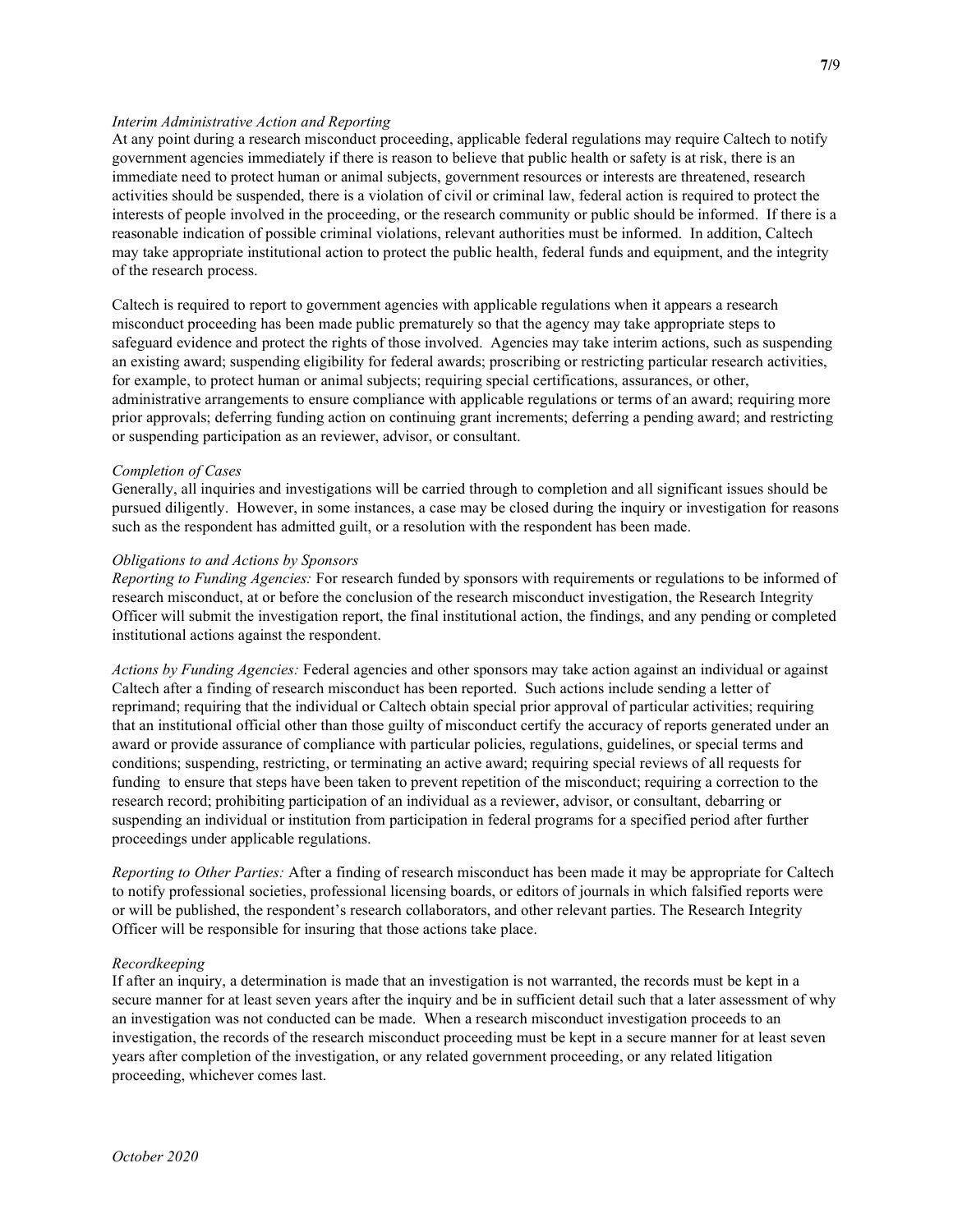*Interim Administrative Action and Reporting*

At any point during a research misconduct proceeding, applicable federal regulations may require Caltech to notify government agencies immediately if there is reason to believe that public health or safety is at risk, there is an immediate need to protect human or animal subjects, government resources or interests are threatened, research activities should be suspended, there is a violation of civil or criminal law, federal action is required to protect the interests of people involved in the proceeding, or the research community or public should be informed. If there is a reasonable indication of possible criminal violations, relevant authorities must be informed. In addition, Caltech may take appropriate institutional action to protect the public health, federal funds and equipment, and the integrity of the research process.

Caltech is required to report to government agencies with applicable regulations when it appears a research misconduct proceeding has been made public prematurely so that the agency may take appropriate steps to safeguard evidence and protect the rights of those involved. Agencies may take interim actions, such as suspending an existing award; suspending eligibility for federal awards; proscribing or restricting particular research activities, for example, to protect human or animal subjects; requiring special certifications, assurances, or other, administrative arrangements to ensure compliance with applicable regulations or terms of an award; requiring more prior approvals; deferring funding action on continuing grant increments; deferring a pending award; and restricting or suspending participation as an reviewer, advisor, or consultant.

*Completion of Cases*

Generally, all inquiries and investigations will be carried through to completion and all significant issues should be pursued diligently. However, in some instances, a case may be closed during the inquiry or investigation for reasons such as the respondent has admitted guilt, or a resolution with the respondent has been made.

*Obligations to and Actions by Sponsors*

*Reporting to Funding Agencies:* For research funded by sponsors with requirements or regulations to be informed of research misconduct, at or before the conclusion of the research misconduct investigation, the Research Integrity Officer will submit the investigation report, the final institutional action, the findings, and any pending or completed institutional actions against the respondent.

*Actions by Funding Agencies:* Federal agencies and other sponsors may take action against an individual or against Caltech after a finding of research misconduct has been reported. Such actions include sending a letter of reprimand; requiring that the individual or Caltech obtain special prior approval of particular activities; requiring that an institutional official other than those guilty of misconduct certify the accuracy of reports generated under an award or provide assurance of compliance with particular policies, regulations, guidelines, or special terms and conditions; suspending, restricting, or terminating an active award; requiring special reviews of all requests for funding to ensure that steps have been taken to prevent repetition of the misconduct; requiring a correction to the research record; prohibiting participation of an individual as a reviewer, advisor, or consultant, debarring or suspending an individual or institution from participation in federal programs for a specified period after further proceedings under applicable regulations.

*Reporting to Other Parties:* After a finding of research misconduct has been made it may be appropriate for Caltech to notify professional societies, professional licensing boards, or editors of journals in which falsified reports were or will be published, the respondent's research collaborators, and other relevant parties. The Research Integrity Officer will be responsible for insuring that those actions take place.

*Recordkeeping*

If after an inquiry, a determination is made that an investigation is not warranted, the records must be kept in a secure manner for at least seven years after the inquiry and be in sufficient detail such that a later assessment of why an investigation was not conducted can be made. When a research misconduct investigation proceeds to an investigation, the records of the research misconduct proceeding must be kept in a secure manner for at least seven years after completion of the investigation, or any related government proceeding, or any related litigation proceeding, whichever comes last.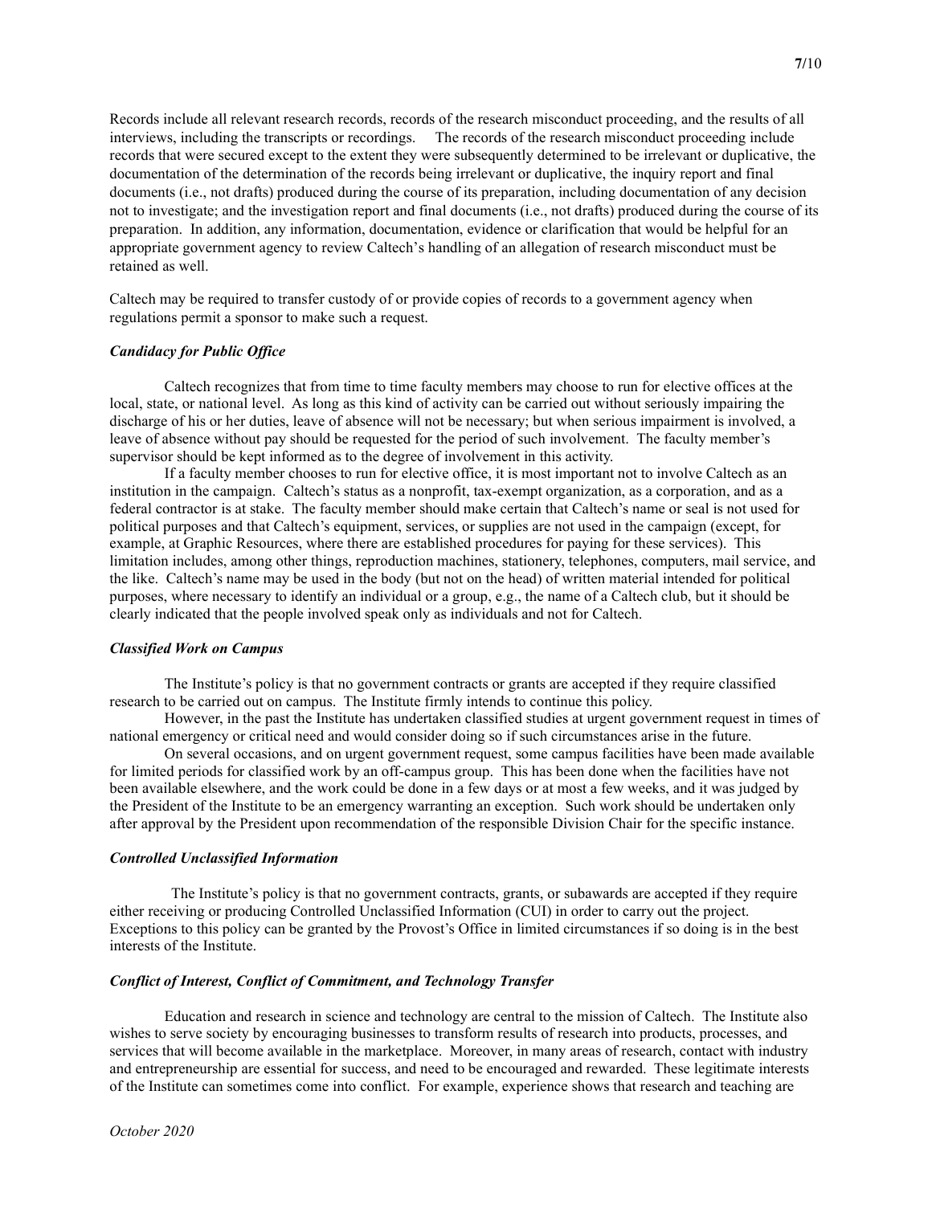Records include all relevant research records, records of the research misconduct proceeding, and the results of all interviews, including the transcripts or recordings. The records of the research misconduct proceeding include records that were secured except to the extent they were subsequently determined to be irrelevant or duplicative, the documentation of the determination of the records being irrelevant or duplicative, the inquiry report and final documents (i.e., not drafts) produced during the course of its preparation, including documentation of any decision not to investigate; and the investigation report and final documents (i.e., not drafts) produced during the course of its preparation. In addition, any information, documentation, evidence or clarification that would be helpful for an appropriate government agency to review Caltech's handling of an allegation of research misconduct must be retained as well.

Caltech may be required to transfer custody of or provide copies of records to a government agency when regulations permit a sponsor to make such a request.

### *Candidacy for Public Office*

Caltech recognizes that from time to time faculty members may choose to run for elective offices at the local, state, or national level. As long as this kind of activity can be carried out without seriously impairing the discharge of his or her duties, leave of absence will not be necessary; but when serious impairment is involved, a leave of absence without pay should be requested for the period of such involvement. The faculty member's supervisor should be kept informed as to the degree of involvement in this activity.

If a faculty member chooses to run for elective office, it is most important not to involve Caltech as an institution in the campaign. Caltech's status as a nonprofit, tax-exempt organization, as a corporation, and as a federal contractor is at stake. The faculty member should make certain that Caltech's name or seal is not used for political purposes and that Caltech's equipment, services, or supplies are not used in the campaign (except, for example, at Graphic Resources, where there are established procedures for paying for these services). This limitation includes, among other things, reproduction machines, stationery, telephones, computers, mail service, and the like. Caltech's name may be used in the body (but not on the head) of written material intended for political purposes, where necessary to identify an individual or a group, e.g., the name of a Caltech club, but it should be clearly indicated that the people involved speak only as individuals and not for Caltech.

### *Classified Work on Campus*

The Institute's policy is that no government contracts or grants are accepted if they require classified research to be carried out on campus. The Institute firmly intends to continue this policy.

However, in the past the Institute has undertaken classified studies at urgent government request in times of national emergency or critical need and would consider doing so if such circumstances arise in the future.

On several occasions, and on urgent government request, some campus facilities have been made available for limited periods for classified work by an off-campus group. This has been done when the facilities have not been available elsewhere, and the work could be done in a few days or at most a few weeks, and it was judged by the President of the Institute to be an emergency warranting an exception. Such work should be undertaken only after approval by the President upon recommendation of the responsible Division Chair for the specific instance.

### *Controlled Unclassified Information*

The Institute's policy is that no government contracts, grants, or subawards are accepted if they require either receiving or producing Controlled Unclassified Information (CUI) in order to carry out the project. Exceptions to this policy can be granted by the Provost's Office in limited circumstances if so doing is in the best interests of the Institute.

### *Conflict of Interest, Conflict of Commitment, and Technology Transfer*

Education and research in science and technology are central to the mission of Caltech. The Institute also wishes to serve society by encouraging businesses to transform results of research into products, processes, and services that will become available in the marketplace. Moreover, in many areas of research, contact with industry and entrepreneurship are essential for success, and need to be encouraged and rewarded. These legitimate interests of the Institute can sometimes come into conflict. For example, experience shows that research and teaching are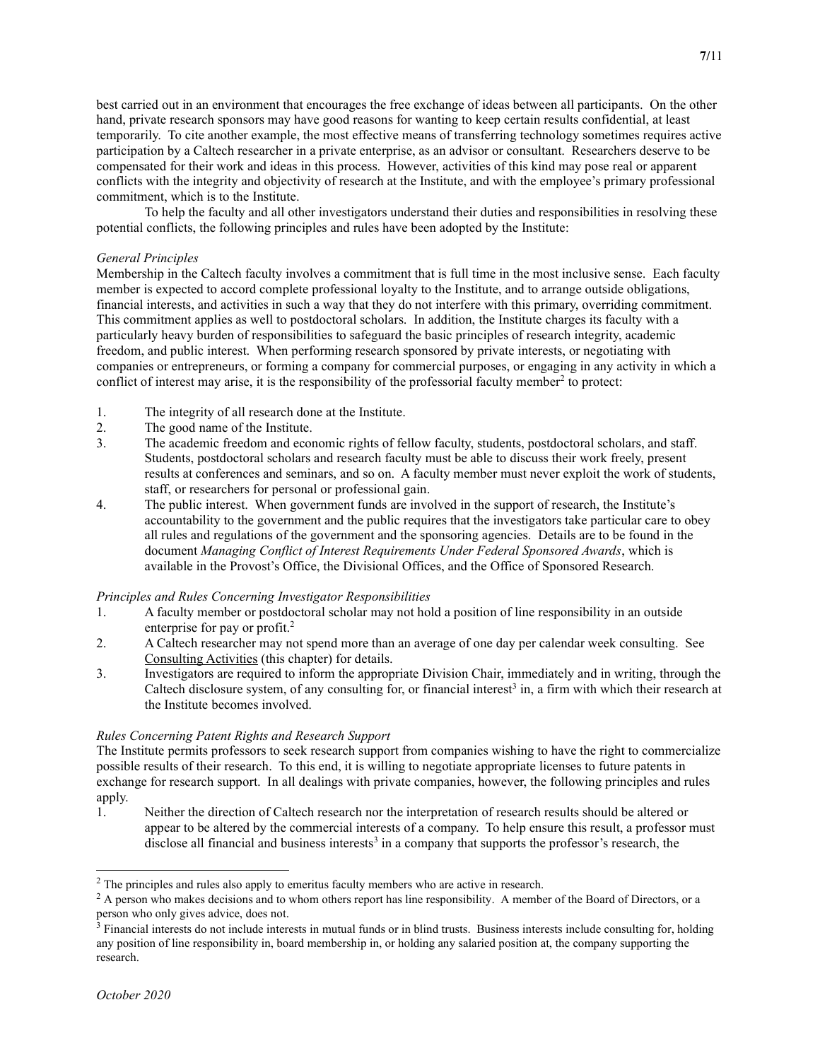best carried out in an environment that encourages the free exchange of ideas between all participants. On the other hand, private research sponsors may have good reasons for wanting to keep certain results confidential, at least temporarily. To cite another example, the most effective means of transferring technology sometimes requires active participation by a Caltech researcher in a private enterprise, as an advisor or consultant. Researchers deserve to be compensated for their work and ideas in this process. However, activities of this kind may pose real or apparent conflicts with the integrity and objectivity of research at the Institute, and with the employee's primary professional commitment, which is to the Institute.

To help the faculty and all other investigators understand their duties and responsibilities in resolving these potential conflicts, the following principles and rules have been adopted by the Institute:

*General Principles*

Membership in the Caltech faculty involves a commitment that is full time in the most inclusive sense. Each faculty member is expected to accord complete professional loyalty to the Institute, and to arrange outside obligations, financial interests, and activities in such a way that they do not interfere with this primary, overriding commitment. This commitment applies as well to postdoctoral scholars. In addition, the Institute charges its faculty with a particularly heavy burden of responsibilities to safeguard the basic principles of research integrity, academic freedom, and public interest. When performing research sponsored by private interests, or negotiating with companies or entrepreneurs, or forming a company for commercial purposes, or engaging in any activity in which a conflict of interest may arise, it is the responsibility of the professorial faculty member[2] to protect:

1. The integrity of all research done at the Institute.
2. The good name of the Institute.
3. The academic freedom and economic rights of fellow faculty, students, postdoctoral scholars, and staff. Students, postdoctoral scholars and research faculty must be able to discuss their work freely, present results at conferences and seminars, and so on. A faculty member must never exploit the work of students, staff, or researchers for personal or professional gain.
4. The public interest. When government funds are involved in the support of research, the Institute's accountability to the government and the public requires that the investigators take particular care to obey all rules and regulations of the government and the sponsoring agencies. Details are to be found in the document *Managing Conflict of Interest Requirements Under Federal Sponsored Awards*, which is available in the Provost's Office, the Divisional Offices, and the Office of Sponsored Research.

*Principles and Rules Concerning Investigator Responsibilities*

1. A faculty member or postdoctoral scholar may not hold a position of line responsibility in an outside enterprise for pay or profit.[2]
2. A Caltech researcher may not spend more than an average of one day per calendar week consulting. See Consulting Activities (this chapter) for details.
3. Investigators are required to inform the appropriate Division Chair, immediately and in writing, through the Caltech disclosure system, of any consulting for, or financial interest[3] in, a firm with which their research at the Institute becomes involved.

*Rules Concerning Patent Rights and Research Support*

The Institute permits professors to seek research support from companies wishing to have the right to commercialize possible results of their research. To this end, it is willing to negotiate appropriate licenses to future patents in exchange for research support. In all dealings with private companies, however, the following principles and rules apply.

1. Neither the direction of Caltech research nor the interpretation of research results should be altered or appear to be altered by the commercial interests of a company. To help ensure this result, a professor must disclose all financial and business interests[3] in a company that supports the professor's research, the

---

[2] The principles and rules also apply to emeritus faculty members who are active in research.

[2] A person who makes decisions and to whom others report has line responsibility. A member of the Board of Directors, or a person who only gives advice, does not.

[3] Financial interests do not include interests in mutual funds or in blind trusts. Business interests include consulting for, holding any position of line responsibility in, board membership in, or holding any salaried position at, the company supporting the research.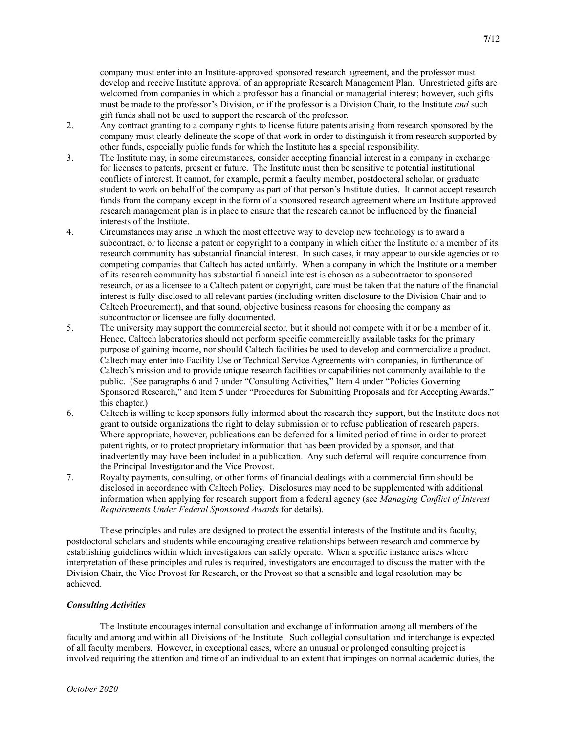company must enter into an Institute-approved sponsored research agreement, and the professor must develop and receive Institute approval of an appropriate Research Management Plan. Unrestricted gifts are welcomed from companies in which a professor has a financial or managerial interest; however, such gifts must be made to the professor's Division, or if the professor is a Division Chair, to the Institute *and* such gift funds shall not be used to support the research of the professor.

2. Any contract granting to a company rights to license future patents arising from research sponsored by the company must clearly delineate the scope of that work in order to distinguish it from research supported by other funds, especially public funds for which the Institute has a special responsibility.
3. The Institute may, in some circumstances, consider accepting financial interest in a company in exchange for licenses to patents, present or future. The Institute must then be sensitive to potential institutional conflicts of interest. It cannot, for example, permit a faculty member, postdoctoral scholar, or graduate student to work on behalf of the company as part of that person's Institute duties. It cannot accept research funds from the company except in the form of a sponsored research agreement where an Institute approved research management plan is in place to ensure that the research cannot be influenced by the financial interests of the Institute.
4. Circumstances may arise in which the most effective way to develop new technology is to award a subcontract, or to license a patent or copyright to a company in which either the Institute or a member of its research community has substantial financial interest. In such cases, it may appear to outside agencies or to competing companies that Caltech has acted unfairly. When a company in which the Institute or a member of its research community has substantial financial interest is chosen as a subcontractor to sponsored research, or as a licensee to a Caltech patent or copyright, care must be taken that the nature of the financial interest is fully disclosed to all relevant parties (including written disclosure to the Division Chair and to Caltech Procurement), and that sound, objective business reasons for choosing the company as subcontractor or licensee are fully documented.
5. The university may support the commercial sector, but it should not compete with it or be a member of it. Hence, Caltech laboratories should not perform specific commercially available tasks for the primary purpose of gaining income, nor should Caltech facilities be used to develop and commercialize a product. Caltech may enter into Facility Use or Technical Service Agreements with companies, in furtherance of Caltech's mission and to provide unique research facilities or capabilities not commonly available to the public. (See paragraphs 6 and 7 under "Consulting Activities," Item 4 under "Policies Governing Sponsored Research," and Item 5 under "Procedures for Submitting Proposals and for Accepting Awards," this chapter.)
6. Caltech is willing to keep sponsors fully informed about the research they support, but the Institute does not grant to outside organizations the right to delay submission or to refuse publication of research papers. Where appropriate, however, publications can be deferred for a limited period of time in order to protect patent rights, or to protect proprietary information that has been provided by a sponsor, and that inadvertently may have been included in a publication. Any such deferral will require concurrence from the Principal Investigator and the Vice Provost.
7. Royalty payments, consulting, or other forms of financial dealings with a commercial firm should be disclosed in accordance with Caltech Policy. Disclosures may need to be supplemented with additional information when applying for research support from a federal agency (see *Managing Conflict of Interest Requirements Under Federal Sponsored Awards* for details).

These principles and rules are designed to protect the essential interests of the Institute and its faculty, postdoctoral scholars and students while encouraging creative relationships between research and commerce by establishing guidelines within which investigators can safely operate. When a specific instance arises where interpretation of these principles and rules is required, investigators are encouraged to discuss the matter with the Division Chair, the Vice Provost for Research, or the Provost so that a sensible and legal resolution may be achieved.

***Consulting Activities***

The Institute encourages internal consultation and exchange of information among all members of the faculty and among and within all Divisions of the Institute. Such collegial consultation and interchange is expected of all faculty members. However, in exceptional cases, where an unusual or prolonged consulting project is involved requiring the attention and time of an individual to an extent that impinges on normal academic duties, the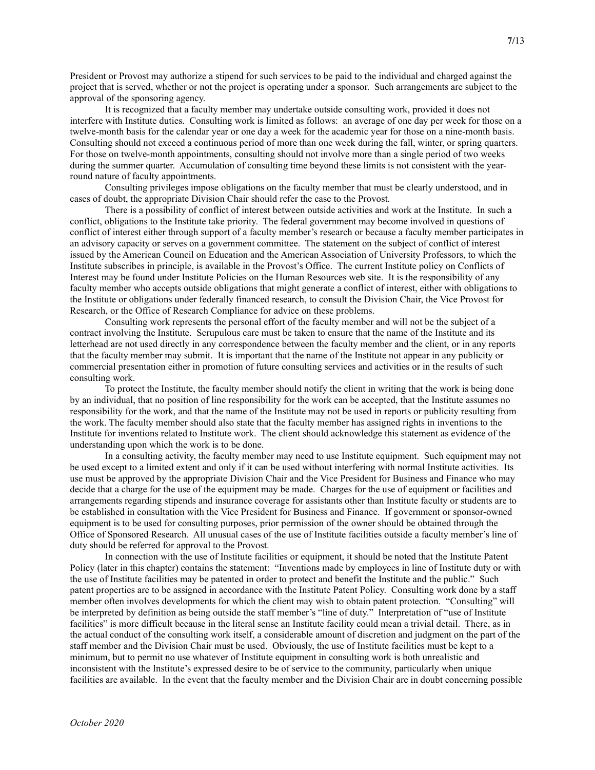President or Provost may authorize a stipend for such services to be paid to the individual and charged against the project that is served, whether or not the project is operating under a sponsor. Such arrangements are subject to the approval of the sponsoring agency.

It is recognized that a faculty member may undertake outside consulting work, provided it does not interfere with Institute duties. Consulting work is limited as follows: an average of one day per week for those on a twelve-month basis for the calendar year or one day a week for the academic year for those on a nine-month basis. Consulting should not exceed a continuous period of more than one week during the fall, winter, or spring quarters. For those on twelve-month appointments, consulting should not involve more than a single period of two weeks during the summer quarter. Accumulation of consulting time beyond these limits is not consistent with the year-round nature of faculty appointments.

Consulting privileges impose obligations on the faculty member that must be clearly understood, and in cases of doubt, the appropriate Division Chair should refer the case to the Provost.

There is a possibility of conflict of interest between outside activities and work at the Institute. In such a conflict, obligations to the Institute take priority. The federal government may become involved in questions of conflict of interest either through support of a faculty member's research or because a faculty member participates in an advisory capacity or serves on a government committee. The statement on the subject of conflict of interest issued by the American Council on Education and the American Association of University Professors, to which the Institute subscribes in principle, is available in the Provost's Office. The current Institute policy on Conflicts of Interest may be found under Institute Policies on the Human Resources web site. It is the responsibility of any faculty member who accepts outside obligations that might generate a conflict of interest, either with obligations to the Institute or obligations under federally financed research, to consult the Division Chair, the Vice Provost for Research, or the Office of Research Compliance for advice on these problems.

Consulting work represents the personal effort of the faculty member and will not be the subject of a contract involving the Institute. Scrupulous care must be taken to ensure that the name of the Institute and its letterhead are not used directly in any correspondence between the faculty member and the client, or in any reports that the faculty member may submit. It is important that the name of the Institute not appear in any publicity or commercial presentation either in promotion of future consulting services and activities or in the results of such consulting work.

To protect the Institute, the faculty member should notify the client in writing that the work is being done by an individual, that no position of line responsibility for the work can be accepted, that the Institute assumes no responsibility for the work, and that the name of the Institute may not be used in reports or publicity resulting from the work. The faculty member should also state that the faculty member has assigned rights in inventions to the Institute for inventions related to Institute work. The client should acknowledge this statement as evidence of the understanding upon which the work is to be done.

In a consulting activity, the faculty member may need to use Institute equipment. Such equipment may not be used except to a limited extent and only if it can be used without interfering with normal Institute activities. Its use must be approved by the appropriate Division Chair and the Vice President for Business and Finance who may decide that a charge for the use of the equipment may be made. Charges for the use of equipment or facilities and arrangements regarding stipends and insurance coverage for assistants other than Institute faculty or students are to be established in consultation with the Vice President for Business and Finance. If government or sponsor-owned equipment is to be used for consulting purposes, prior permission of the owner should be obtained through the Office of Sponsored Research. All unusual cases of the use of Institute facilities outside a faculty member's line of duty should be referred for approval to the Provost.

In connection with the use of Institute facilities or equipment, it should be noted that the Institute Patent Policy (later in this chapter) contains the statement: "Inventions made by employees in line of Institute duty or with the use of Institute facilities may be patented in order to protect and benefit the Institute and the public." Such patent properties are to be assigned in accordance with the Institute Patent Policy. Consulting work done by a staff member often involves developments for which the client may wish to obtain patent protection. "Consulting" will be interpreted by definition as being outside the staff member's "line of duty." Interpretation of "use of Institute facilities" is more difficult because in the literal sense an Institute facility could mean a trivial detail. There, as in the actual conduct of the consulting work itself, a considerable amount of discretion and judgment on the part of the staff member and the Division Chair must be used. Obviously, the use of Institute facilities must be kept to a minimum, but to permit no use whatever of Institute equipment in consulting work is both unrealistic and inconsistent with the Institute's expressed desire to be of service to the community, particularly when unique facilities are available. In the event that the faculty member and the Division Chair are in doubt concerning possible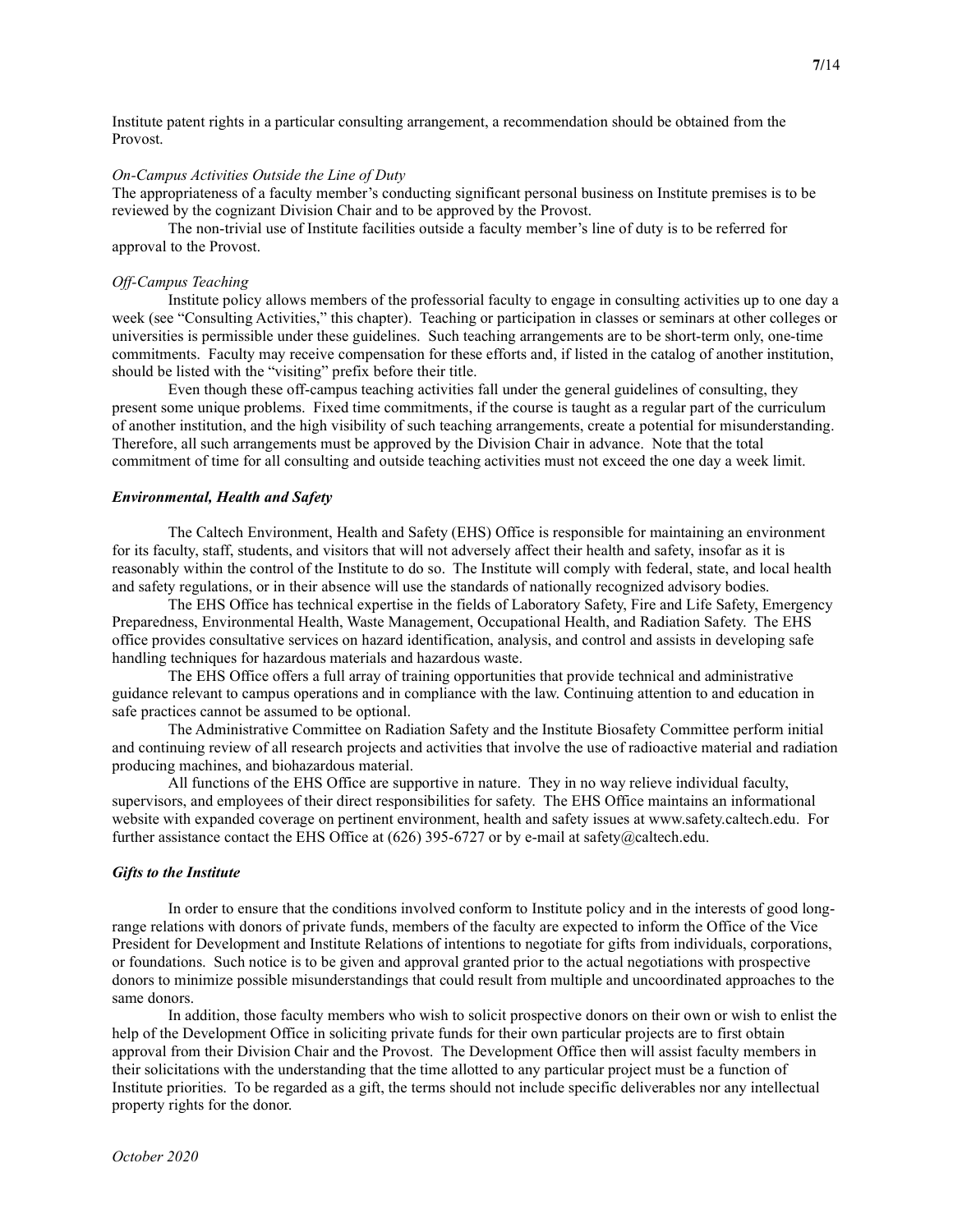Institute patent rights in a particular consulting arrangement, a recommendation should be obtained from the Provost.

*On-Campus Activities Outside the Line of Duty*

The appropriateness of a faculty member's conducting significant personal business on Institute premises is to be reviewed by the cognizant Division Chair and to be approved by the Provost.

The non-trivial use of Institute facilities outside a faculty member's line of duty is to be referred for approval to the Provost.

*Off-Campus Teaching*

Institute policy allows members of the professorial faculty to engage in consulting activities up to one day a week (see "Consulting Activities," this chapter). Teaching or participation in classes or seminars at other colleges or universities is permissible under these guidelines. Such teaching arrangements are to be short-term only, one-time commitments. Faculty may receive compensation for these efforts and, if listed in the catalog of another institution, should be listed with the "visiting" prefix before their title.

Even though these off-campus teaching activities fall under the general guidelines of consulting, they present some unique problems. Fixed time commitments, if the course is taught as a regular part of the curriculum of another institution, and the high visibility of such teaching arrangements, create a potential for misunderstanding. Therefore, all such arrangements must be approved by the Division Chair in advance. Note that the total commitment of time for all consulting and outside teaching activities must not exceed the one day a week limit.

### *Environmental, Health and Safety*

The Caltech Environment, Health and Safety (EHS) Office is responsible for maintaining an environment for its faculty, staff, students, and visitors that will not adversely affect their health and safety, insofar as it is reasonably within the control of the Institute to do so. The Institute will comply with federal, state, and local health and safety regulations, or in their absence will use the standards of nationally recognized advisory bodies.

The EHS Office has technical expertise in the fields of Laboratory Safety, Fire and Life Safety, Emergency Preparedness, Environmental Health, Waste Management, Occupational Health, and Radiation Safety. The EHS office provides consultative services on hazard identification, analysis, and control and assists in developing safe handling techniques for hazardous materials and hazardous waste.

The EHS Office offers a full array of training opportunities that provide technical and administrative guidance relevant to campus operations and in compliance with the law. Continuing attention to and education in safe practices cannot be assumed to be optional.

The Administrative Committee on Radiation Safety and the Institute Biosafety Committee perform initial and continuing review of all research projects and activities that involve the use of radioactive material and radiation producing machines, and biohazardous material.

All functions of the EHS Office are supportive in nature. They in no way relieve individual faculty, supervisors, and employees of their direct responsibilities for safety. The EHS Office maintains an informational website with expanded coverage on pertinent environment, health and safety issues at www.safety.caltech.edu. For further assistance contact the EHS Office at (626) 395-6727 or by e-mail at safety@caltech.edu.

### *Gifts to the Institute*

In order to ensure that the conditions involved conform to Institute policy and in the interests of good long-range relations with donors of private funds, members of the faculty are expected to inform the Office of the Vice President for Development and Institute Relations of intentions to negotiate for gifts from individuals, corporations, or foundations. Such notice is to be given and approval granted prior to the actual negotiations with prospective donors to minimize possible misunderstandings that could result from multiple and uncoordinated approaches to the same donors.

In addition, those faculty members who wish to solicit prospective donors on their own or wish to enlist the help of the Development Office in soliciting private funds for their own particular projects are to first obtain approval from their Division Chair and the Provost. The Development Office then will assist faculty members in their solicitations with the understanding that the time allotted to any particular project must be a function of Institute priorities. To be regarded as a gift, the terms should not include specific deliverables nor any intellectual property rights for the donor.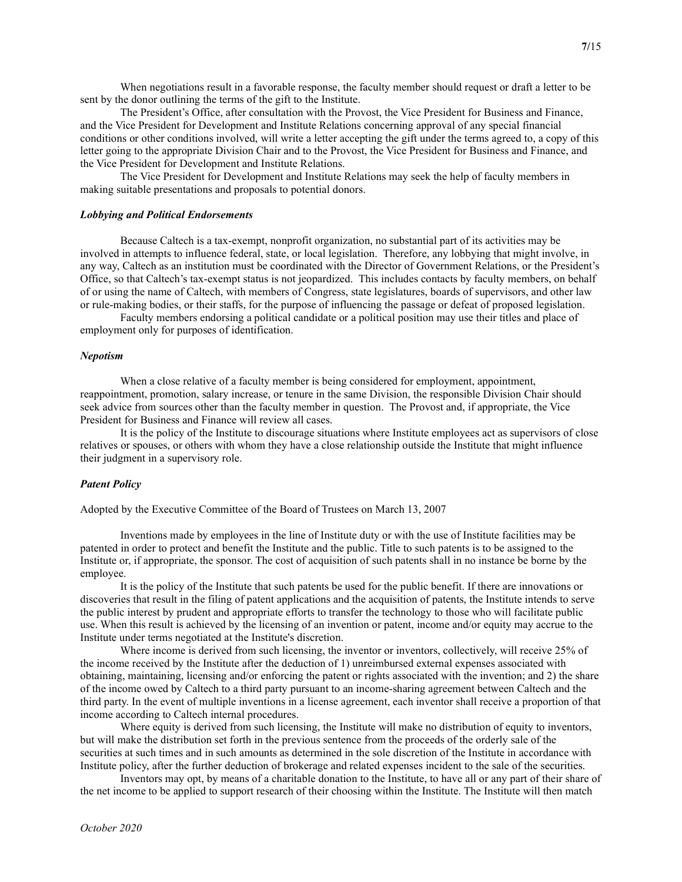When negotiations result in a favorable response, the faculty member should request or draft a letter to be sent by the donor outlining the terms of the gift to the Institute.

The President's Office, after consultation with the Provost, the Vice President for Business and Finance, and the Vice President for Development and Institute Relations concerning approval of any special financial conditions or other conditions involved, will write a letter accepting the gift under the terms agreed to, a copy of this letter going to the appropriate Division Chair and to the Provost, the Vice President for Business and Finance, and the Vice President for Development and Institute Relations.

The Vice President for Development and Institute Relations may seek the help of faculty members in making suitable presentations and proposals to potential donors.

### *Lobbying and Political Endorsements*

Because Caltech is a tax-exempt, nonprofit organization, no substantial part of its activities may be involved in attempts to influence federal, state, or local legislation. Therefore, any lobbying that might involve, in any way, Caltech as an institution must be coordinated with the Director of Government Relations, or the President's Office, so that Caltech's tax-exempt status is not jeopardized. This includes contacts by faculty members, on behalf of or using the name of Caltech, with members of Congress, state legislatures, boards of supervisors, and other law or rule-making bodies, or their staffs, for the purpose of influencing the passage or defeat of proposed legislation.

Faculty members endorsing a political candidate or a political position may use their titles and place of employment only for purposes of identification.

### *Nepotism*

When a close relative of a faculty member is being considered for employment, appointment, reappointment, promotion, salary increase, or tenure in the same Division, the responsible Division Chair should seek advice from sources other than the faculty member in question. The Provost and, if appropriate, the Vice President for Business and Finance will review all cases.

It is the policy of the Institute to discourage situations where Institute employees act as supervisors of close relatives or spouses, or others with whom they have a close relationship outside the Institute that might influence their judgment in a supervisory role.

### *Patent Policy*

Adopted by the Executive Committee of the Board of Trustees on March 13, 2007

Inventions made by employees in the line of Institute duty or with the use of Institute facilities may be patented in order to protect and benefit the Institute and the public. Title to such patents is to be assigned to the Institute or, if appropriate, the sponsor. The cost of acquisition of such patents shall in no instance be borne by the employee.

It is the policy of the Institute that such patents be used for the public benefit. If there are innovations or discoveries that result in the filing of patent applications and the acquisition of patents, the Institute intends to serve the public interest by prudent and appropriate efforts to transfer the technology to those who will facilitate public use. When this result is achieved by the licensing of an invention or patent, income and/or equity may accrue to the Institute under terms negotiated at the Institute's discretion.

Where income is derived from such licensing, the inventor or inventors, collectively, will receive 25% of the income received by the Institute after the deduction of 1) unreimbursed external expenses associated with obtaining, maintaining, licensing and/or enforcing the patent or rights associated with the invention; and 2) the share of the income owed by Caltech to a third party pursuant to an income-sharing agreement between Caltech and the third party. In the event of multiple inventions in a license agreement, each inventor shall receive a proportion of that income according to Caltech internal procedures.

Where equity is derived from such licensing, the Institute will make no distribution of equity to inventors, but will make the distribution set forth in the previous sentence from the proceeds of the orderly sale of the securities at such times and in such amounts as determined in the sole discretion of the Institute in accordance with Institute policy, after the further deduction of brokerage and related expenses incident to the sale of the securities.

Inventors may opt, by means of a charitable donation to the Institute, to have all or any part of their share of the net income to be applied to support research of their choosing within the Institute. The Institute will then match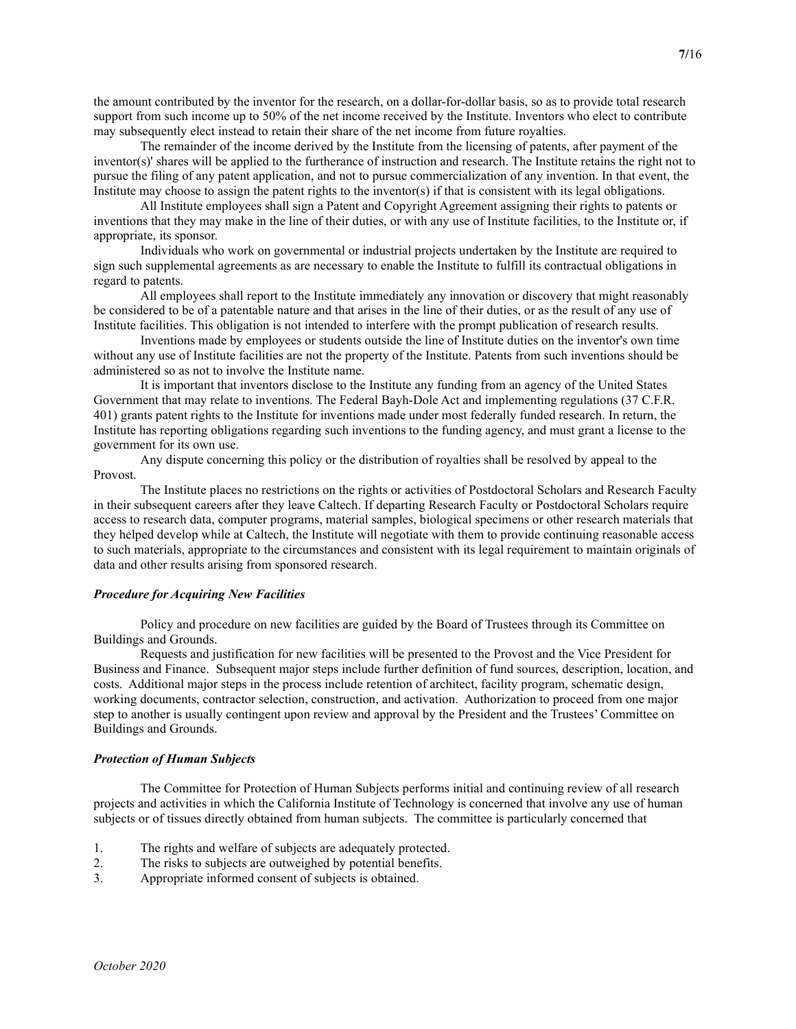the amount contributed by the inventor for the research, on a dollar-for-dollar basis, so as to provide total research support from such income up to 50% of the net income received by the Institute. Inventors who elect to contribute may subsequently elect instead to retain their share of the net income from future royalties.

The remainder of the income derived by the Institute from the licensing of patents, after payment of the inventor(s)' shares will be applied to the furtherance of instruction and research. The Institute retains the right not to pursue the filing of any patent application, and not to pursue commercialization of any invention. In that event, the Institute may choose to assign the patent rights to the inventor(s) if that is consistent with its legal obligations.

All Institute employees shall sign a Patent and Copyright Agreement assigning their rights to patents or inventions that they may make in the line of their duties, or with any use of Institute facilities, to the Institute or, if appropriate, its sponsor.

Individuals who work on governmental or industrial projects undertaken by the Institute are required to sign such supplemental agreements as are necessary to enable the Institute to fulfill its contractual obligations in regard to patents.

All employees shall report to the Institute immediately any innovation or discovery that might reasonably be considered to be of a patentable nature and that arises in the line of their duties, or as the result of any use of Institute facilities. This obligation is not intended to interfere with the prompt publication of research results.

Inventions made by employees or students outside the line of Institute duties on the inventor's own time without any use of Institute facilities are not the property of the Institute. Patents from such inventions should be administered so as not to involve the Institute name.

It is important that inventors disclose to the Institute any funding from an agency of the United States Government that may relate to inventions. The Federal Bayh-Dole Act and implementing regulations (37 C.F.R. 401) grants patent rights to the Institute for inventions made under most federally funded research. In return, the Institute has reporting obligations regarding such inventions to the funding agency, and must grant a license to the government for its own use.

Any dispute concerning this policy or the distribution of royalties shall be resolved by appeal to the Provost.

The Institute places no restrictions on the rights or activities of Postdoctoral Scholars and Research Faculty in their subsequent careers after they leave Caltech. If departing Research Faculty or Postdoctoral Scholars require access to research data, computer programs, material samples, biological specimens or other research materials that they helped develop while at Caltech, the Institute will negotiate with them to provide continuing reasonable access to such materials, appropriate to the circumstances and consistent with its legal requirement to maintain originals of data and other results arising from sponsored research.

### *Procedure for Acquiring New Facilities*

Policy and procedure on new facilities are guided by the Board of Trustees through its Committee on Buildings and Grounds.

Requests and justification for new facilities will be presented to the Provost and the Vice President for Business and Finance. Subsequent major steps include further definition of fund sources, description, location, and costs. Additional major steps in the process include retention of architect, facility program, schematic design, working documents, contractor selection, construction, and activation. Authorization to proceed from one major step to another is usually contingent upon review and approval by the President and the Trustees' Committee on Buildings and Grounds.

### *Protection of Human Subjects*

The Committee for Protection of Human Subjects performs initial and continuing review of all research projects and activities in which the California Institute of Technology is concerned that involve any use of human subjects or of tissues directly obtained from human subjects. The committee is particularly concerned that

1. The rights and welfare of subjects are adequately protected.
2. The risks to subjects are outweighed by potential benefits.
3. Appropriate informed consent of subjects is obtained.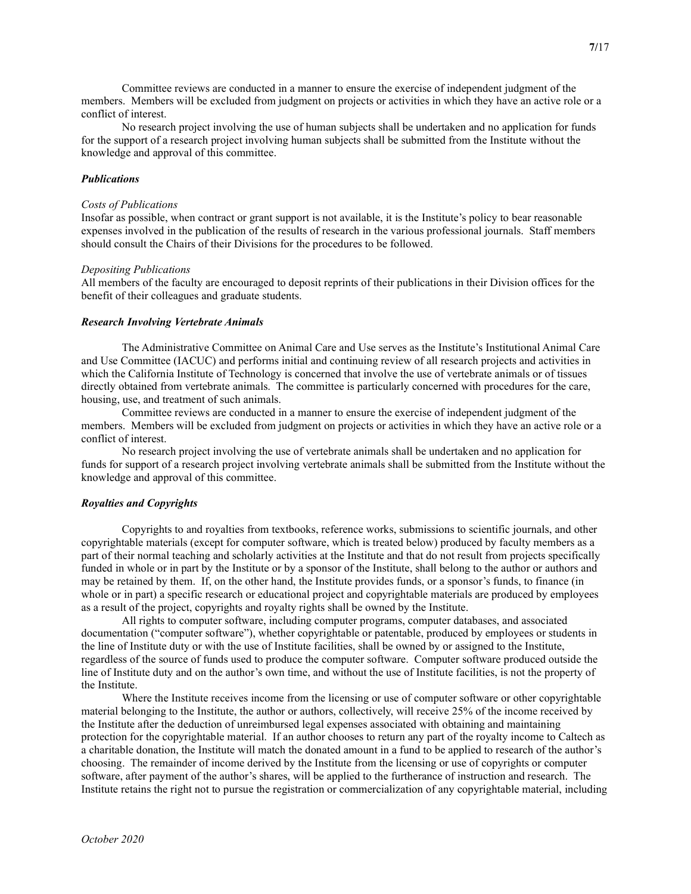Committee reviews are conducted in a manner to ensure the exercise of independent judgment of the members. Members will be excluded from judgment on projects or activities in which they have an active role or a conflict of interest.

No research project involving the use of human subjects shall be undertaken and no application for funds for the support of a research project involving human subjects shall be submitted from the Institute without the knowledge and approval of this committee.

### *Publications*

*Costs of Publications*

Insofar as possible, when contract or grant support is not available, it is the Institute's policy to bear reasonable expenses involved in the publication of the results of research in the various professional journals. Staff members should consult the Chairs of their Divisions for the procedures to be followed.

*Depositing Publications*

All members of the faculty are encouraged to deposit reprints of their publications in their Division offices for the benefit of their colleagues and graduate students.

### *Research Involving Vertebrate Animals*

The Administrative Committee on Animal Care and Use serves as the Institute's Institutional Animal Care and Use Committee (IACUC) and performs initial and continuing review of all research projects and activities in which the California Institute of Technology is concerned that involve the use of vertebrate animals or of tissues directly obtained from vertebrate animals. The committee is particularly concerned with procedures for the care, housing, use, and treatment of such animals.

Committee reviews are conducted in a manner to ensure the exercise of independent judgment of the members. Members will be excluded from judgment on projects or activities in which they have an active role or a conflict of interest.

No research project involving the use of vertebrate animals shall be undertaken and no application for funds for support of a research project involving vertebrate animals shall be submitted from the Institute without the knowledge and approval of this committee.

### *Royalties and Copyrights*

Copyrights to and royalties from textbooks, reference works, submissions to scientific journals, and other copyrightable materials (except for computer software, which is treated below) produced by faculty members as a part of their normal teaching and scholarly activities at the Institute and that do not result from projects specifically funded in whole or in part by the Institute or by a sponsor of the Institute, shall belong to the author or authors and may be retained by them. If, on the other hand, the Institute provides funds, or a sponsor's funds, to finance (in whole or in part) a specific research or educational project and copyrightable materials are produced by employees as a result of the project, copyrights and royalty rights shall be owned by the Institute.

All rights to computer software, including computer programs, computer databases, and associated documentation ("computer software"), whether copyrightable or patentable, produced by employees or students in the line of Institute duty or with the use of Institute facilities, shall be owned by or assigned to the Institute, regardless of the source of funds used to produce the computer software. Computer software produced outside the line of Institute duty and on the author's own time, and without the use of Institute facilities, is not the property of the Institute.

Where the Institute receives income from the licensing or use of computer software or other copyrightable material belonging to the Institute, the author or authors, collectively, will receive 25% of the income received by the Institute after the deduction of unreimbursed legal expenses associated with obtaining and maintaining protection for the copyrightable material. If an author chooses to return any part of the royalty income to Caltech as a charitable donation, the Institute will match the donated amount in a fund to be applied to research of the author's choosing. The remainder of income derived by the Institute from the licensing or use of copyrights or computer software, after payment of the author's shares, will be applied to the furtherance of instruction and research. The Institute retains the right not to pursue the registration or commercialization of any copyrightable material, including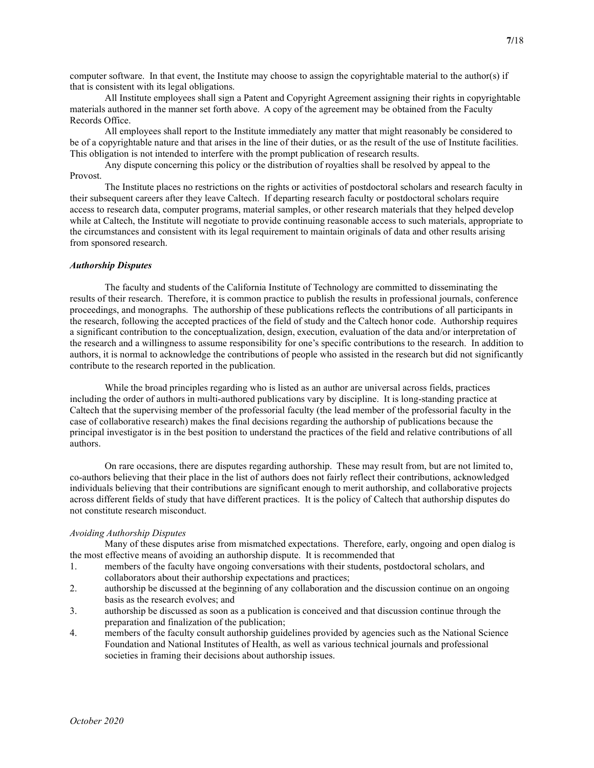computer software. In that event, the Institute may choose to assign the copyrightable material to the author(s) if that is consistent with its legal obligations.

All Institute employees shall sign a Patent and Copyright Agreement assigning their rights in copyrightable materials authored in the manner set forth above. A copy of the agreement may be obtained from the Faculty Records Office.

All employees shall report to the Institute immediately any matter that might reasonably be considered to be of a copyrightable nature and that arises in the line of their duties, or as the result of the use of Institute facilities. This obligation is not intended to interfere with the prompt publication of research results.

Any dispute concerning this policy or the distribution of royalties shall be resolved by appeal to the Provost.

The Institute places no restrictions on the rights or activities of postdoctoral scholars and research faculty in their subsequent careers after they leave Caltech. If departing research faculty or postdoctoral scholars require access to research data, computer programs, material samples, or other research materials that they helped develop while at Caltech, the Institute will negotiate to provide continuing reasonable access to such materials, appropriate to the circumstances and consistent with its legal requirement to maintain originals of data and other results arising from sponsored research.

### ***Authorship Disputes***

The faculty and students of the California Institute of Technology are committed to disseminating the results of their research. Therefore, it is common practice to publish the results in professional journals, conference proceedings, and monographs. The authorship of these publications reflects the contributions of all participants in the research, following the accepted practices of the field of study and the Caltech honor code. Authorship requires a significant contribution to the conceptualization, design, execution, evaluation of the data and/or interpretation of the research and a willingness to assume responsibility for one's specific contributions to the research. In addition to authors, it is normal to acknowledge the contributions of people who assisted in the research but did not significantly contribute to the research reported in the publication.

While the broad principles regarding who is listed as an author are universal across fields, practices including the order of authors in multi-authored publications vary by discipline. It is long-standing practice at Caltech that the supervising member of the professorial faculty (the lead member of the professorial faculty in the case of collaborative research) makes the final decisions regarding the authorship of publications because the principal investigator is in the best position to understand the practices of the field and relative contributions of all authors.

On rare occasions, there are disputes regarding authorship. These may result from, but are not limited to, co-authors believing that their place in the list of authors does not fairly reflect their contributions, acknowledged individuals believing that their contributions are significant enough to merit authorship, and collaborative projects across different fields of study that have different practices. It is the policy of Caltech that authorship disputes do not constitute research misconduct.

#### *Avoiding Authorship Disputes*

Many of these disputes arise from mismatched expectations. Therefore, early, ongoing and open dialog is the most effective means of avoiding an authorship dispute. It is recommended that

1. members of the faculty have ongoing conversations with their students, postdoctoral scholars, and collaborators about their authorship expectations and practices;
2. authorship be discussed at the beginning of any collaboration and the discussion continue on an ongoing basis as the research evolves; and
3. authorship be discussed as soon as a publication is conceived and that discussion continue through the preparation and finalization of the publication;
4. members of the faculty consult authorship guidelines provided by agencies such as the National Science Foundation and National Institutes of Health, as well as various technical journals and professional societies in framing their decisions about authorship issues.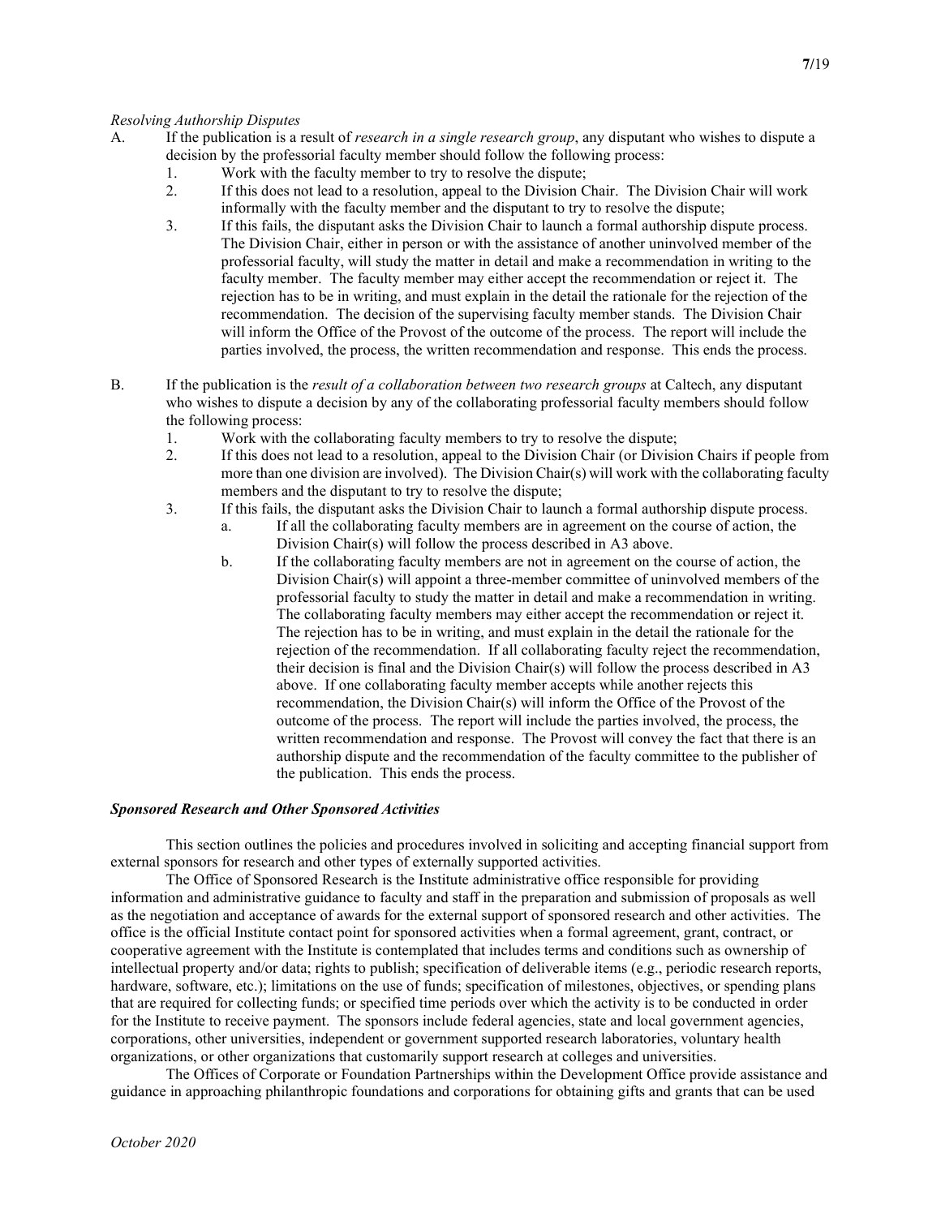*Resolving Authorship Disputes*

A. If the publication is a result of *research in a single research group*, any disputant who wishes to dispute a decision by the professorial faculty member should follow the following process:
   1. Work with the faculty member to try to resolve the dispute;
   2. If this does not lead to a resolution, appeal to the Division Chair. The Division Chair will work informally with the faculty member and the disputant to try to resolve the dispute;
   3. If this fails, the disputant asks the Division Chair to launch a formal authorship dispute process. The Division Chair, either in person or with the assistance of another uninvolved member of the professorial faculty, will study the matter in detail and make a recommendation in writing to the faculty member. The faculty member may either accept the recommendation or reject it. The rejection has to be in writing, and must explain in the detail the rationale for the rejection of the recommendation. The decision of the supervising faculty member stands. The Division Chair will inform the Office of the Provost of the outcome of the process. The report will include the parties involved, the process, the written recommendation and response. This ends the process.

B. If the publication is the *result of a collaboration between two research groups* at Caltech, any disputant who wishes to dispute a decision by any of the collaborating professorial faculty members should follow the following process:
   1. Work with the collaborating faculty members to try to resolve the dispute;
   2. If this does not lead to a resolution, appeal to the Division Chair (or Division Chairs if people from more than one division are involved). The Division Chair(s) will work with the collaborating faculty members and the disputant to try to resolve the dispute;
   3. If this fails, the disputant asks the Division Chair to launch a formal authorship dispute process.
      a. If all the collaborating faculty members are in agreement on the course of action, the Division Chair(s) will follow the process described in A3 above.
      b. If the collaborating faculty members are not in agreement on the course of action, the Division Chair(s) will appoint a three-member committee of uninvolved members of the professorial faculty to study the matter in detail and make a recommendation in writing. The collaborating faculty members may either accept the recommendation or reject it. The rejection has to be in writing, and must explain in the detail the rationale for the rejection of the recommendation. If all collaborating faculty reject the recommendation, their decision is final and the Division Chair(s) will follow the process described in A3 above. If one collaborating faculty member accepts while another rejects this recommendation, the Division Chair(s) will inform the Office of the Provost of the outcome of the process. The report will include the parties involved, the process, the written recommendation and response. The Provost will convey the fact that there is an authorship dispute and the recommendation of the faculty committee to the publisher of the publication. This ends the process.

***Sponsored Research and Other Sponsored Activities***

This section outlines the policies and procedures involved in soliciting and accepting financial support from external sponsors for research and other types of externally supported activities.

The Office of Sponsored Research is the Institute administrative office responsible for providing information and administrative guidance to faculty and staff in the preparation and submission of proposals as well as the negotiation and acceptance of awards for the external support of sponsored research and other activities. The office is the official Institute contact point for sponsored activities when a formal agreement, grant, contract, or cooperative agreement with the Institute is contemplated that includes terms and conditions such as ownership of intellectual property and/or data; rights to publish; specification of deliverable items (e.g., periodic research reports, hardware, software, etc.); limitations on the use of funds; specification of milestones, objectives, or spending plans that are required for collecting funds; or specified time periods over which the activity is to be conducted in order for the Institute to receive payment. The sponsors include federal agencies, state and local government agencies, corporations, other universities, independent or government supported research laboratories, voluntary health organizations, or other organizations that customarily support research at colleges and universities.

The Offices of Corporate or Foundation Partnerships within the Development Office provide assistance and guidance in approaching philanthropic foundations and corporations for obtaining gifts and grants that can be used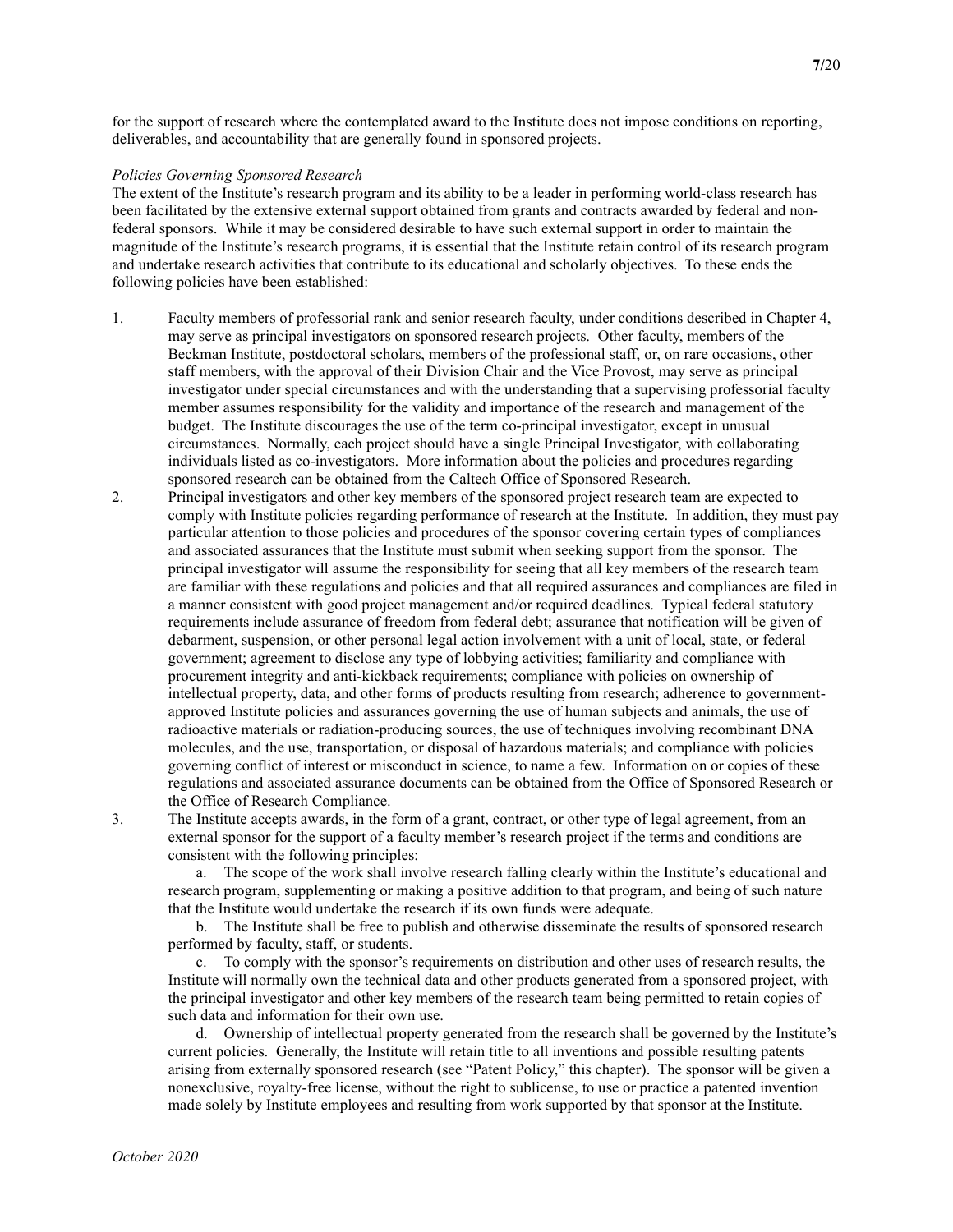for the support of research where the contemplated award to the Institute does not impose conditions on reporting, deliverables, and accountability that are generally found in sponsored projects.

*Policies Governing Sponsored Research*

The extent of the Institute's research program and its ability to be a leader in performing world-class research has been facilitated by the extensive external support obtained from grants and contracts awarded by federal and non-federal sponsors. While it may be considered desirable to have such external support in order to maintain the magnitude of the Institute's research programs, it is essential that the Institute retain control of its research program and undertake research activities that contribute to its educational and scholarly objectives. To these ends the following policies have been established:

1. Faculty members of professorial rank and senior research faculty, under conditions described in Chapter 4, may serve as principal investigators on sponsored research projects. Other faculty, members of the Beckman Institute, postdoctoral scholars, members of the professional staff, or, on rare occasions, other staff members, with the approval of their Division Chair and the Vice Provost, may serve as principal investigator under special circumstances and with the understanding that a supervising professorial faculty member assumes responsibility for the validity and importance of the research and management of the budget. The Institute discourages the use of the term co-principal investigator, except in unusual circumstances. Normally, each project should have a single Principal Investigator, with collaborating individuals listed as co-investigators. More information about the policies and procedures regarding sponsored research can be obtained from the Caltech Office of Sponsored Research.
2. Principal investigators and other key members of the sponsored project research team are expected to comply with Institute policies regarding performance of research at the Institute. In addition, they must pay particular attention to those policies and procedures of the sponsor covering certain types of compliances and associated assurances that the Institute must submit when seeking support from the sponsor. The principal investigator will assume the responsibility for seeing that all key members of the research team are familiar with these regulations and policies and that all required assurances and compliances are filed in a manner consistent with good project management and/or required deadlines. Typical federal statutory requirements include assurance of freedom from federal debt; assurance that notification will be given of debarment, suspension, or other personal legal action involvement with a unit of local, state, or federal government; agreement to disclose any type of lobbying activities; familiarity and compliance with procurement integrity and anti-kickback requirements; compliance with policies on ownership of intellectual property, data, and other forms of products resulting from research; adherence to government-approved Institute policies and assurances governing the use of human subjects and animals, the use of radioactive materials or radiation-producing sources, the use of techniques involving recombinant DNA molecules, and the use, transportation, or disposal of hazardous materials; and compliance with policies governing conflict of interest or misconduct in science, to name a few. Information on or copies of these regulations and associated assurance documents can be obtained from the Office of Sponsored Research or the Office of Research Compliance.
3. The Institute accepts awards, in the form of a grant, contract, or other type of legal agreement, from an external sponsor for the support of a faculty member's research project if the terms and conditions are consistent with the following principles:

   a. The scope of the work shall involve research falling clearly within the Institute's educational and research program, supplementing or making a positive addition to that program, and being of such nature that the Institute would undertake the research if its own funds were adequate.

   b. The Institute shall be free to publish and otherwise disseminate the results of sponsored research performed by faculty, staff, or students.

   c. To comply with the sponsor's requirements on distribution and other uses of research results, the Institute will normally own the technical data and other products generated from a sponsored project, with the principal investigator and other key members of the research team being permitted to retain copies of such data and information for their own use.

   d. Ownership of intellectual property generated from the research shall be governed by the Institute's current policies. Generally, the Institute will retain title to all inventions and possible resulting patents arising from externally sponsored research (see "Patent Policy," this chapter). The sponsor will be given a nonexclusive, royalty-free license, without the right to sublicense, to use or practice a patented invention made solely by Institute employees and resulting from work supported by that sponsor at the Institute.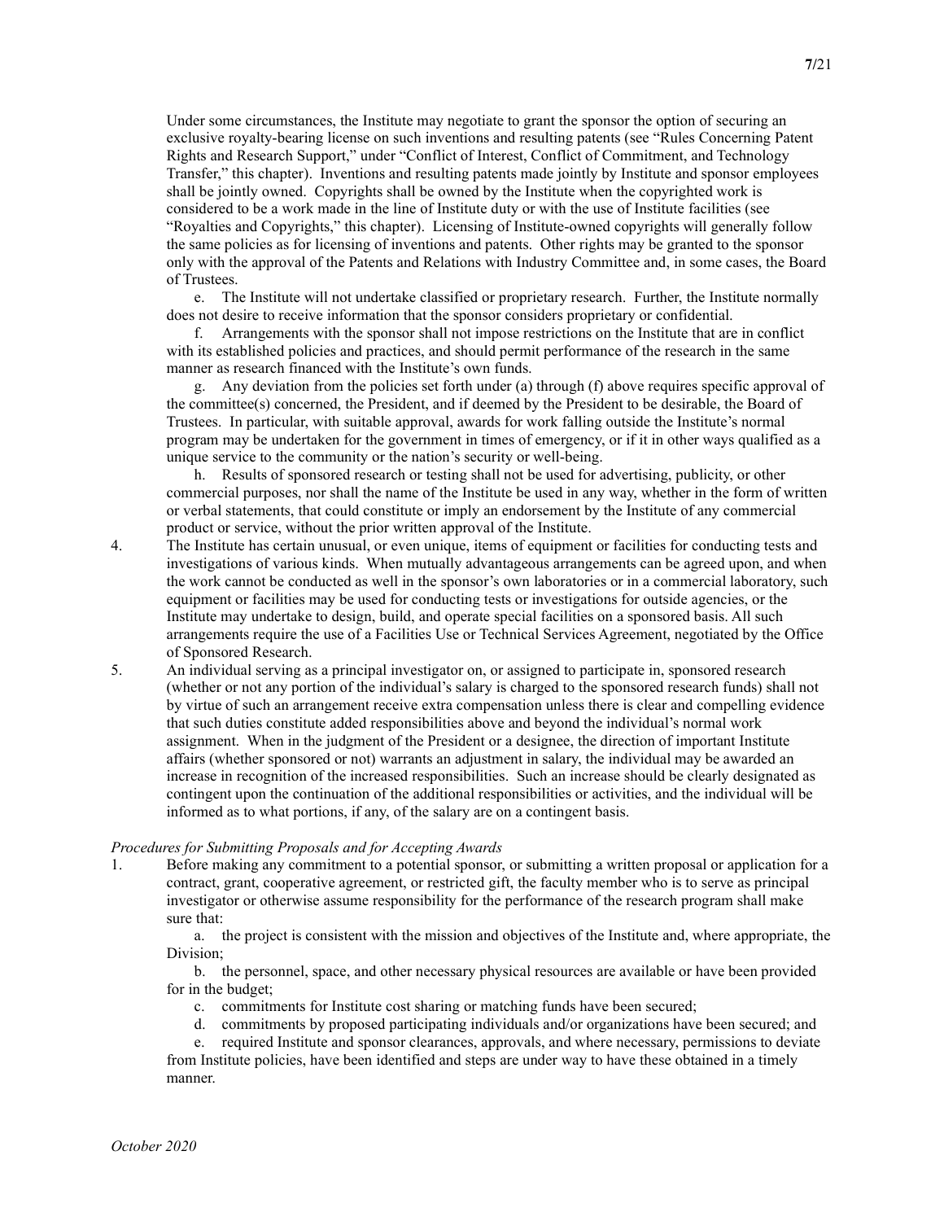Under some circumstances, the Institute may negotiate to grant the sponsor the option of securing an exclusive royalty-bearing license on such inventions and resulting patents (see "Rules Concerning Patent Rights and Research Support," under "Conflict of Interest, Conflict of Commitment, and Technology Transfer," this chapter). Inventions and resulting patents made jointly by Institute and sponsor employees shall be jointly owned. Copyrights shall be owned by the Institute when the copyrighted work is considered to be a work made in the line of Institute duty or with the use of Institute facilities (see "Royalties and Copyrights," this chapter). Licensing of Institute-owned copyrights will generally follow the same policies as for licensing of inventions and patents. Other rights may be granted to the sponsor only with the approval of the Patents and Relations with Industry Committee and, in some cases, the Board of Trustees.

e. The Institute will not undertake classified or proprietary research. Further, the Institute normally does not desire to receive information that the sponsor considers proprietary or confidential.

f. Arrangements with the sponsor shall not impose restrictions on the Institute that are in conflict with its established policies and practices, and should permit performance of the research in the same manner as research financed with the Institute's own funds.

g. Any deviation from the policies set forth under (a) through (f) above requires specific approval of the committee(s) concerned, the President, and if deemed by the President to be desirable, the Board of Trustees. In particular, with suitable approval, awards for work falling outside the Institute's normal program may be undertaken for the government in times of emergency, or if it in other ways qualified as a unique service to the community or the nation's security or well-being.

h. Results of sponsored research or testing shall not be used for advertising, publicity, or other commercial purposes, nor shall the name of the Institute be used in any way, whether in the form of written or verbal statements, that could constitute or imply an endorsement by the Institute of any commercial product or service, without the prior written approval of the Institute.

4. The Institute has certain unusual, or even unique, items of equipment or facilities for conducting tests and investigations of various kinds. When mutually advantageous arrangements can be agreed upon, and when the work cannot be conducted as well in the sponsor's own laboratories or in a commercial laboratory, such equipment or facilities may be used for conducting tests or investigations for outside agencies, or the Institute may undertake to design, build, and operate special facilities on a sponsored basis. All such arrangements require the use of a Facilities Use or Technical Services Agreement, negotiated by the Office of Sponsored Research.

5. An individual serving as a principal investigator on, or assigned to participate in, sponsored research (whether or not any portion of the individual's salary is charged to the sponsored research funds) shall not by virtue of such an arrangement receive extra compensation unless there is clear and compelling evidence that such duties constitute added responsibilities above and beyond the individual's normal work assignment. When in the judgment of the President or a designee, the direction of important Institute affairs (whether sponsored or not) warrants an adjustment in salary, the individual may be awarded an increase in recognition of the increased responsibilities. Such an increase should be clearly designated as contingent upon the continuation of the additional responsibilities or activities, and the individual will be informed as to what portions, if any, of the salary are on a contingent basis.

*Procedures for Submitting Proposals and for Accepting Awards*

1. Before making any commitment to a potential sponsor, or submitting a written proposal or application for a contract, grant, cooperative agreement, or restricted gift, the faculty member who is to serve as principal investigator or otherwise assume responsibility for the performance of the research program shall make sure that:

   a. the project is consistent with the mission and objectives of the Institute and, where appropriate, the Division;

   b. the personnel, space, and other necessary physical resources are available or have been provided for in the budget;

   c. commitments for Institute cost sharing or matching funds have been secured;

   d. commitments by proposed participating individuals and/or organizations have been secured; and

   e. required Institute and sponsor clearances, approvals, and where necessary, permissions to deviate from Institute policies, have been identified and steps are under way to have these obtained in a timely manner.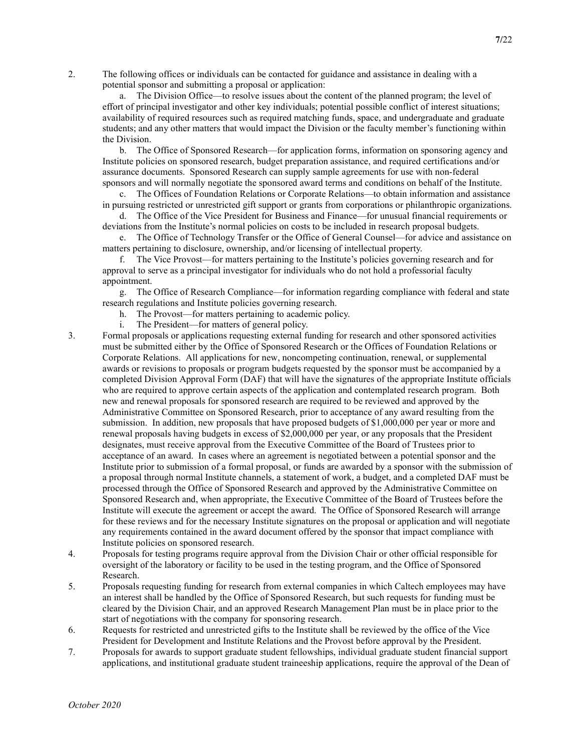2. The following offices or individuals can be contacted for guidance and assistance in dealing with a potential sponsor and submitting a proposal or application:

   a. The Division Office—to resolve issues about the content of the planned program; the level of effort of principal investigator and other key individuals; potential possible conflict of interest situations; availability of required resources such as required matching funds, space, and undergraduate and graduate students; and any other matters that would impact the Division or the faculty member's functioning within the Division.

   b. The Office of Sponsored Research—for application forms, information on sponsoring agency and Institute policies on sponsored research, budget preparation assistance, and required certifications and/or assurance documents. Sponsored Research can supply sample agreements for use with non-federal sponsors and will normally negotiate the sponsored award terms and conditions on behalf of the Institute.

   c. The Offices of Foundation Relations or Corporate Relations—to obtain information and assistance in pursuing restricted or unrestricted gift support or grants from corporations or philanthropic organizations.

   d. The Office of the Vice President for Business and Finance—for unusual financial requirements or deviations from the Institute's normal policies on costs to be included in research proposal budgets.

   e. The Office of Technology Transfer or the Office of General Counsel—for advice and assistance on matters pertaining to disclosure, ownership, and/or licensing of intellectual property.

   f. The Vice Provost—for matters pertaining to the Institute's policies governing research and for approval to serve as a principal investigator for individuals who do not hold a professorial faculty appointment.

   g. The Office of Research Compliance—for information regarding compliance with federal and state research regulations and Institute policies governing research.

   h. The Provost—for matters pertaining to academic policy.

   i. The President—for matters of general policy.

3. Formal proposals or applications requesting external funding for research and other sponsored activities must be submitted either by the Office of Sponsored Research or the Offices of Foundation Relations or Corporate Relations. All applications for new, noncompeting continuation, renewal, or supplemental awards or revisions to proposals or program budgets requested by the sponsor must be accompanied by a completed Division Approval Form (DAF) that will have the signatures of the appropriate Institute officials who are required to approve certain aspects of the application and contemplated research program. Both new and renewal proposals for sponsored research are required to be reviewed and approved by the Administrative Committee on Sponsored Research, prior to acceptance of any award resulting from the submission. In addition, new proposals that have proposed budgets of $1,000,000 per year or more and renewal proposals having budgets in excess of $2,000,000 per year, or any proposals that the President designates, must receive approval from the Executive Committee of the Board of Trustees prior to acceptance of an award. In cases where an agreement is negotiated between a potential sponsor and the Institute prior to submission of a formal proposal, or funds are awarded by a sponsor with the submission of a proposal through normal Institute channels, a statement of work, a budget, and a completed DAF must be processed through the Office of Sponsored Research and approved by the Administrative Committee on Sponsored Research and, when appropriate, the Executive Committee of the Board of Trustees before the Institute will execute the agreement or accept the award. The Office of Sponsored Research will arrange for these reviews and for the necessary Institute signatures on the proposal or application and will negotiate any requirements contained in the award document offered by the sponsor that impact compliance with Institute policies on sponsored research.

4. Proposals for testing programs require approval from the Division Chair or other official responsible for oversight of the laboratory or facility to be used in the testing program, and the Office of Sponsored Research.

5. Proposals requesting funding for research from external companies in which Caltech employees may have an interest shall be handled by the Office of Sponsored Research, but such requests for funding must be cleared by the Division Chair, and an approved Research Management Plan must be in place prior to the start of negotiations with the company for sponsoring research.

6. Requests for restricted and unrestricted gifts to the Institute shall be reviewed by the office of the Vice President for Development and Institute Relations and the Provost before approval by the President.

7. Proposals for awards to support graduate student fellowships, individual graduate student financial support applications, and institutional graduate student traineeship applications, require the approval of the Dean of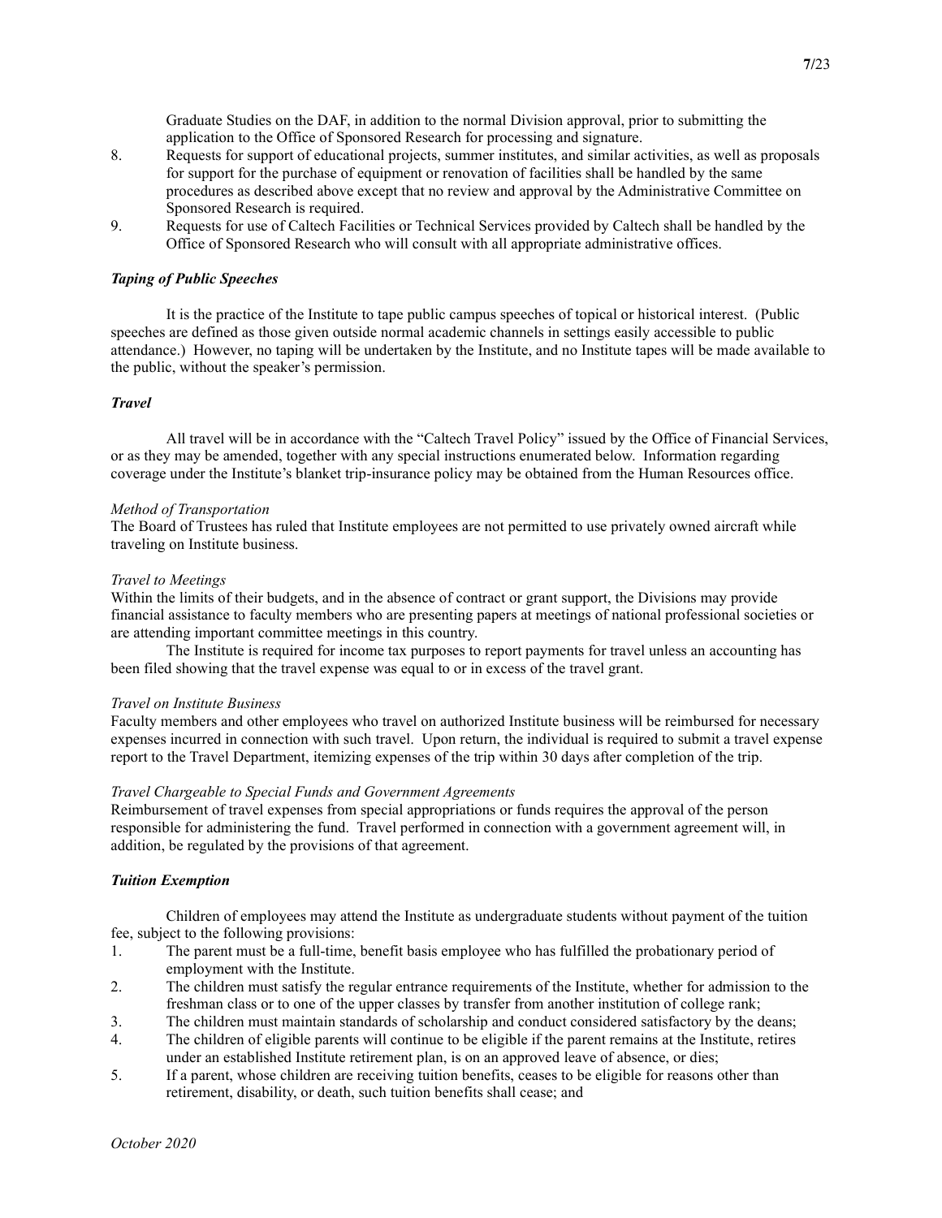Graduate Studies on the DAF, in addition to the normal Division approval, prior to submitting the application to the Office of Sponsored Research for processing and signature.

8. Requests for support of educational projects, summer institutes, and similar activities, as well as proposals for support for the purchase of equipment or renovation of facilities shall be handled by the same procedures as described above except that no review and approval by the Administrative Committee on Sponsored Research is required.
9. Requests for use of Caltech Facilities or Technical Services provided by Caltech shall be handled by the Office of Sponsored Research who will consult with all appropriate administrative offices.

***Taping of Public Speeches***

It is the practice of the Institute to tape public campus speeches of topical or historical interest. (Public speeches are defined as those given outside normal academic channels in settings easily accessible to public attendance.) However, no taping will be undertaken by the Institute, and no Institute tapes will be made available to the public, without the speaker's permission.

***Travel***

All travel will be in accordance with the "Caltech Travel Policy" issued by the Office of Financial Services, or as they may be amended, together with any special instructions enumerated below. Information regarding coverage under the Institute's blanket trip-insurance policy may be obtained from the Human Resources office.

*Method of Transportation*

The Board of Trustees has ruled that Institute employees are not permitted to use privately owned aircraft while traveling on Institute business.

*Travel to Meetings*

Within the limits of their budgets, and in the absence of contract or grant support, the Divisions may provide financial assistance to faculty members who are presenting papers at meetings of national professional societies or are attending important committee meetings in this country.

The Institute is required for income tax purposes to report payments for travel unless an accounting has been filed showing that the travel expense was equal to or in excess of the travel grant.

*Travel on Institute Business*

Faculty members and other employees who travel on authorized Institute business will be reimbursed for necessary expenses incurred in connection with such travel. Upon return, the individual is required to submit a travel expense report to the Travel Department, itemizing expenses of the trip within 30 days after completion of the trip.

*Travel Chargeable to Special Funds and Government Agreements*

Reimbursement of travel expenses from special appropriations or funds requires the approval of the person responsible for administering the fund. Travel performed in connection with a government agreement will, in addition, be regulated by the provisions of that agreement.

***Tuition Exemption***

Children of employees may attend the Institute as undergraduate students without payment of the tuition fee, subject to the following provisions:

1. The parent must be a full-time, benefit basis employee who has fulfilled the probationary period of employment with the Institute.
2. The children must satisfy the regular entrance requirements of the Institute, whether for admission to the freshman class or to one of the upper classes by transfer from another institution of college rank;
3. The children must maintain standards of scholarship and conduct considered satisfactory by the deans;
4. The children of eligible parents will continue to be eligible if the parent remains at the Institute, retires under an established Institute retirement plan, is on an approved leave of absence, or dies;
5. If a parent, whose children are receiving tuition benefits, ceases to be eligible for reasons other than retirement, disability, or death, such tuition benefits shall cease; and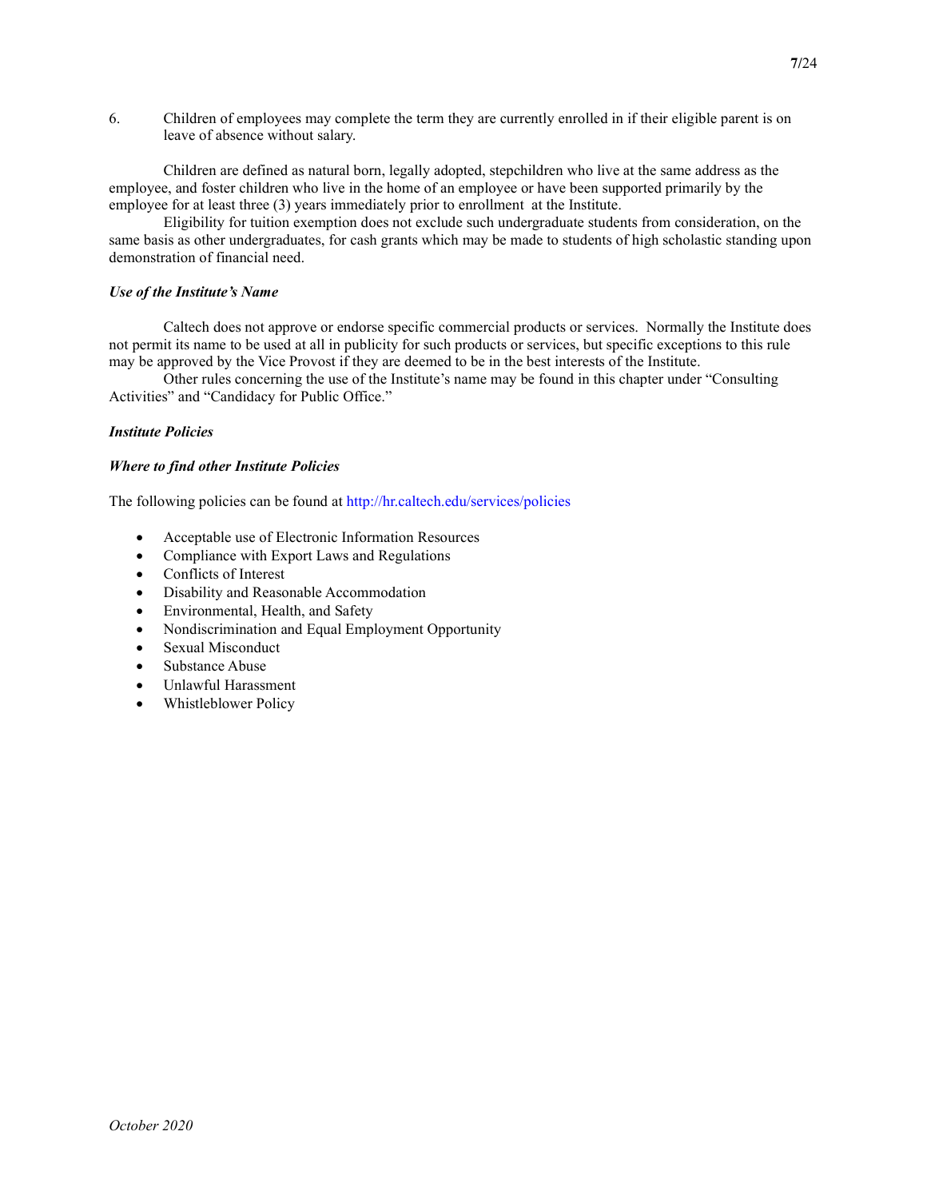6. Children of employees may complete the term they are currently enrolled in if their eligible parent is on leave of absence without salary.

Children are defined as natural born, legally adopted, stepchildren who live at the same address as the employee, and foster children who live in the home of an employee or have been supported primarily by the employee for at least three (3) years immediately prior to enrollment at the Institute.

Eligibility for tuition exemption does not exclude such undergraduate students from consideration, on the same basis as other undergraduates, for cash grants which may be made to students of high scholastic standing upon demonstration of financial need.

***Use of the Institute's Name***

Caltech does not approve or endorse specific commercial products or services. Normally the Institute does not permit its name to be used at all in publicity for such products or services, but specific exceptions to this rule may be approved by the Vice Provost if they are deemed to be in the best interests of the Institute.

Other rules concerning the use of the Institute's name may be found in this chapter under "Consulting Activities" and "Candidacy for Public Office."

***Institute Policies***

***Where to find other Institute Policies***

The following policies can be found at http://hr.caltech.edu/services/policies

- Acceptable use of Electronic Information Resources
- Compliance with Export Laws and Regulations
- Conflicts of Interest
- Disability and Reasonable Accommodation
- Environmental, Health, and Safety
- Nondiscrimination and Equal Employment Opportunity
- Sexual Misconduct
- Substance Abuse
- Unlawful Harassment
- Whistleblower Policy